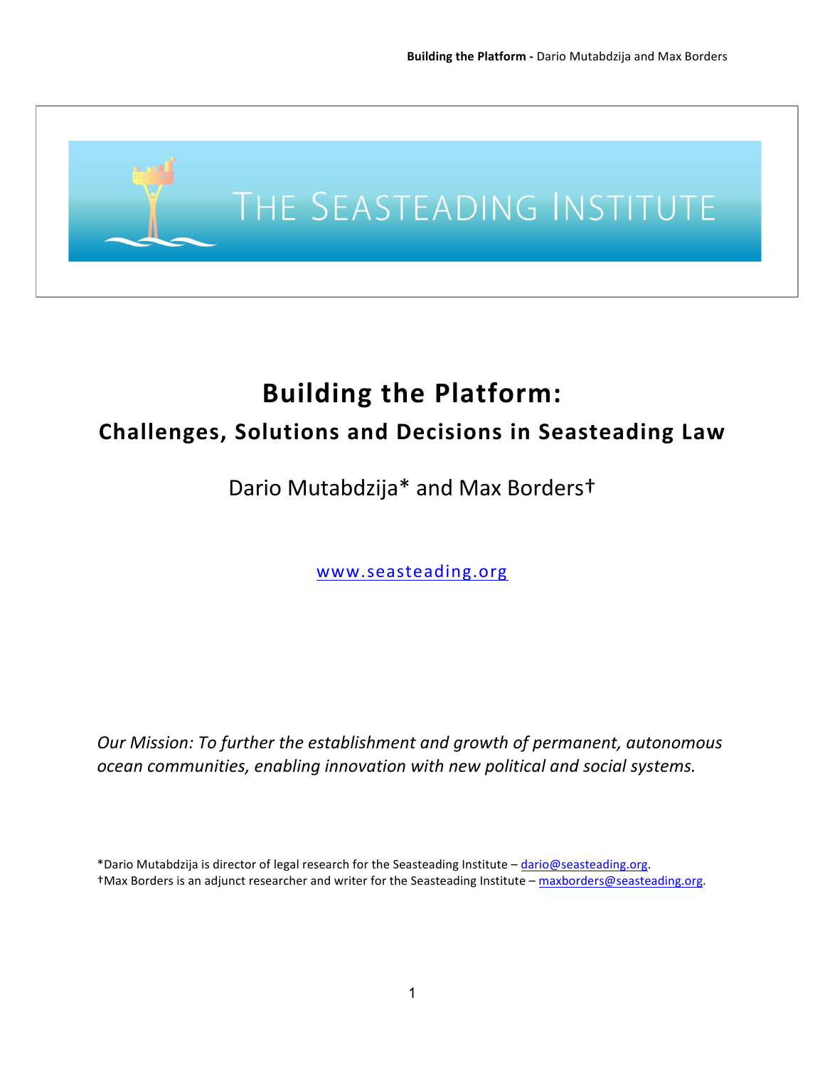THE SEASTEADING INSTITUTE

# Building the Platform:

## Challenges, Solutions and Decisions in Seasteading Law

Dario Mutabdzija* and Max Borders†

www.seasteading.org

*Our Mission: To further the establishment and growth of permanent, autonomous ocean communities, enabling innovation with new political and social systems.*

*Dario Mutabdzija is director of legal research for the Seasteading Institute – dario@seasteading.org.
†Max Borders is an adjunct researcher and writer for the Seasteading Institute – maxborders@seasteading.org.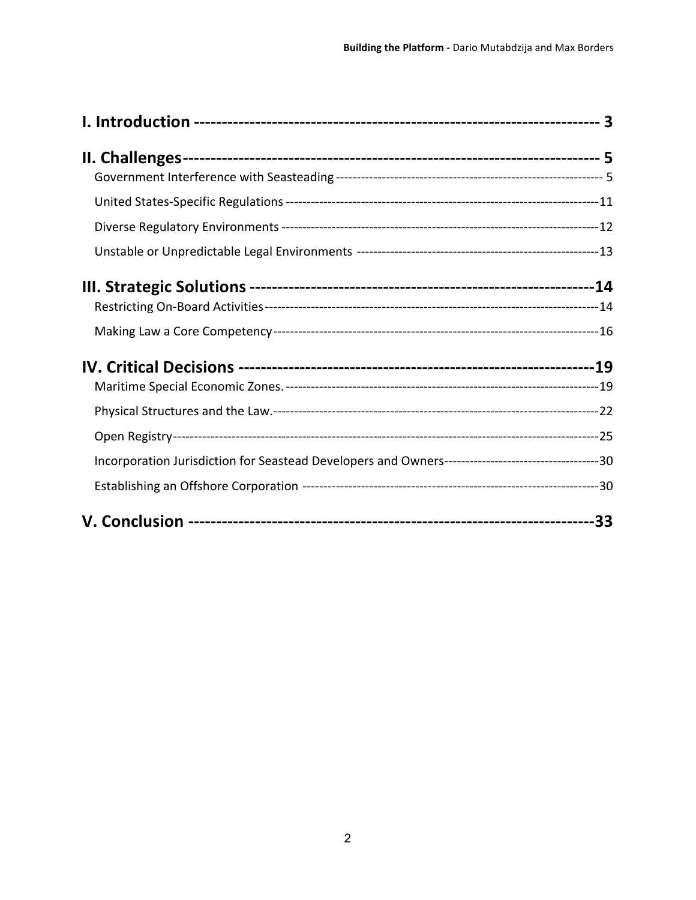**I. Introduction ---------------------------------------------------------------------- 3**

**II. Challenges ---------------------------------------------------------------------- 5**

Government Interference with Seasteading ---------------------------------------------------------------- 5

United States-Specific Regulations ---------------------------------------------------------------------------11

Diverse Regulatory Environments ----------------------------------------------------------------------------12

Unstable or Unpredictable Legal Environments ---------------------------------------------------------13

**III. Strategic Solutions --------------------------------------------------------------14**

Restricting On-Board Activities ---------------------------------------------------------------------------------14

Making Law a Core Competency ------------------------------------------------------------------------------16

**IV. Critical Decisions ----------------------------------------------------------------19**

Maritime Special Economic Zones. ----------------------------------------------------------------------------19

Physical Structures and the Law. ------------------------------------------------------------------------------22

Open Registry ----------------------------------------------------------------------------------------------------25

Incorporation Jurisdiction for Seastead Developers and Owners -------------------------------------30

Establishing an Offshore Corporation ----------------------------------------------------------------------30

**V. Conclusion ----------------------------------------------------------------------33**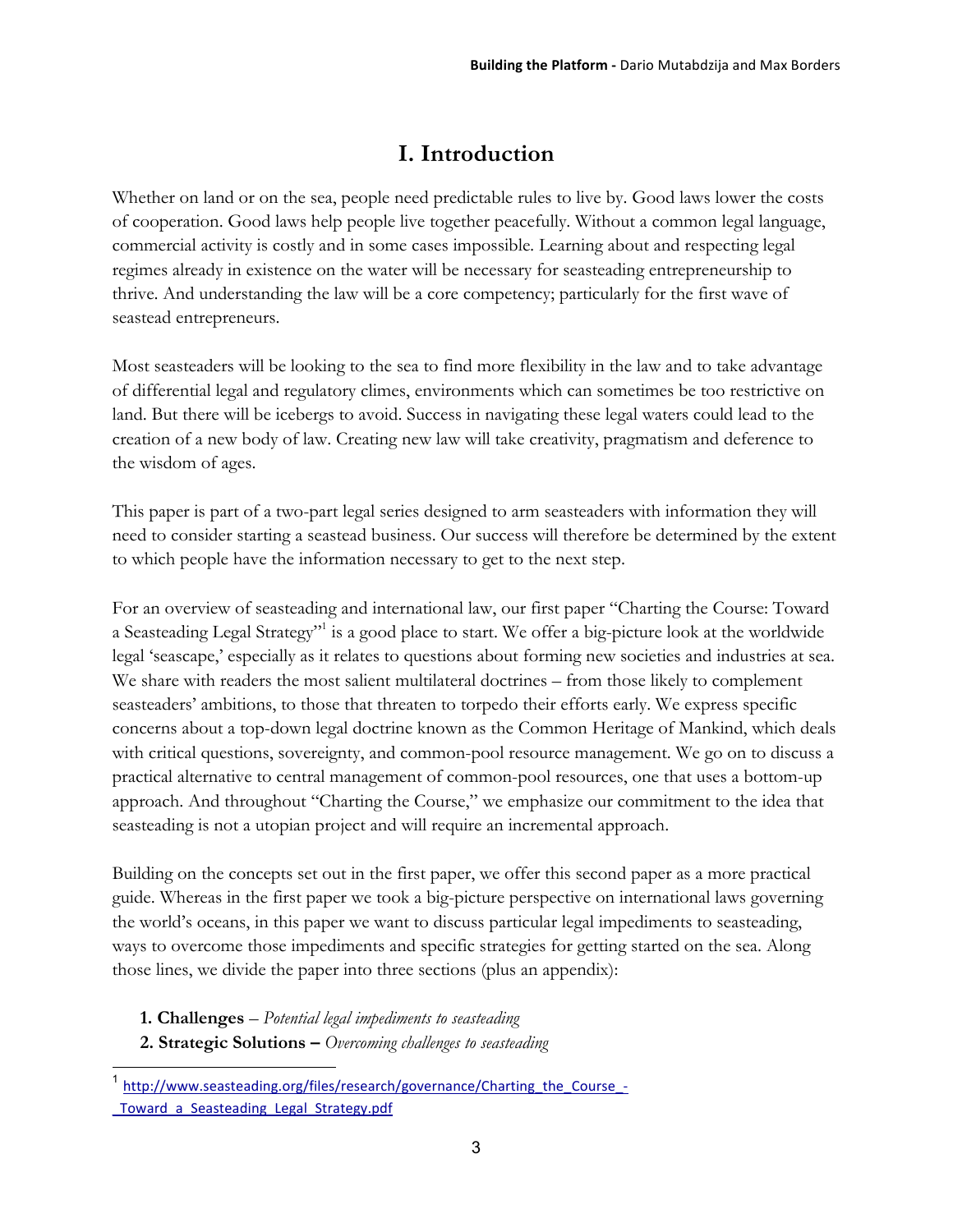# I. Introduction

Whether on land or on the sea, people need predictable rules to live by. Good laws lower the costs of cooperation. Good laws help people live together peacefully. Without a common legal language, commercial activity is costly and in some cases impossible. Learning about and respecting legal regimes already in existence on the water will be necessary for seasteading entrepreneurship to thrive. And understanding the law will be a core competency; particularly for the first wave of seastead entrepreneurs.

Most seasteaders will be looking to the sea to find more flexibility in the law and to take advantage of differential legal and regulatory climes, environments which can sometimes be too restrictive on land. But there will be icebergs to avoid. Success in navigating these legal waters could lead to the creation of a new body of law. Creating new law will take creativity, pragmatism and deference to the wisdom of ages.

This paper is part of a two-part legal series designed to arm seasteaders with information they will need to consider starting a seastead business. Our success will therefore be determined by the extent to which people have the information necessary to get to the next step.

For an overview of seasteading and international law, our first paper "Charting the Course: Toward a Seasteading Legal Strategy"[1] is a good place to start. We offer a big-picture look at the worldwide legal 'seascape,' especially as it relates to questions about forming new societies and industries at sea. We share with readers the most salient multilateral doctrines – from those likely to complement seasteaders' ambitions, to those that threaten to torpedo their efforts early. We express specific concerns about a top-down legal doctrine known as the Common Heritage of Mankind, which deals with critical questions, sovereignty, and common-pool resource management. We go on to discuss a practical alternative to central management of common-pool resources, one that uses a bottom-up approach. And throughout "Charting the Course," we emphasize our commitment to the idea that seasteading is not a utopian project and will require an incremental approach.

Building on the concepts set out in the first paper, we offer this second paper as a more practical guide. Whereas in the first paper we took a big-picture perspective on international laws governing the world's oceans, in this paper we want to discuss particular legal impediments to seasteading, ways to overcome those impediments and specific strategies for getting started on the sea. Along those lines, we divide the paper into three sections (plus an appendix):

1. **Challenges** – *Potential legal impediments to seasteading*
2. **Strategic Solutions –** *Overcoming challenges to seasteading*

[1] http://www.seasteading.org/files/research/governance/Charting_the_Course_-_Toward_a_Seasteading_Legal_Strategy.pdf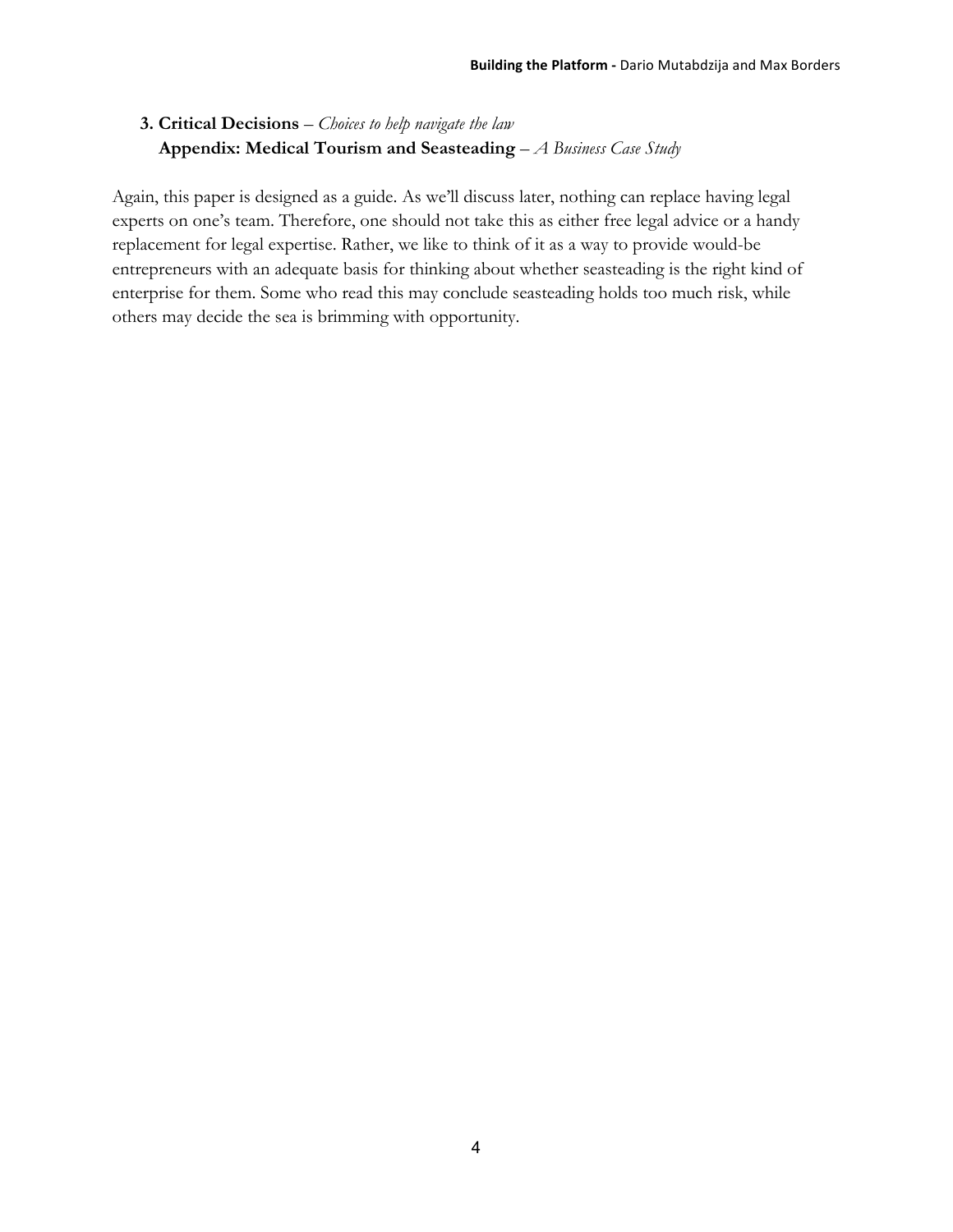**3. Critical Decisions** – *Choices to help navigate the law*
**Appendix: Medical Tourism and Seasteading** – *A Business Case Study*

Again, this paper is designed as a guide. As we'll discuss later, nothing can replace having legal experts on one's team. Therefore, one should not take this as either free legal advice or a handy replacement for legal expertise. Rather, we like to think of it as a way to provide would-be entrepreneurs with an adequate basis for thinking about whether seasteading is the right kind of enterprise for them. Some who read this may conclude seasteading holds too much risk, while others may decide the sea is brimming with opportunity.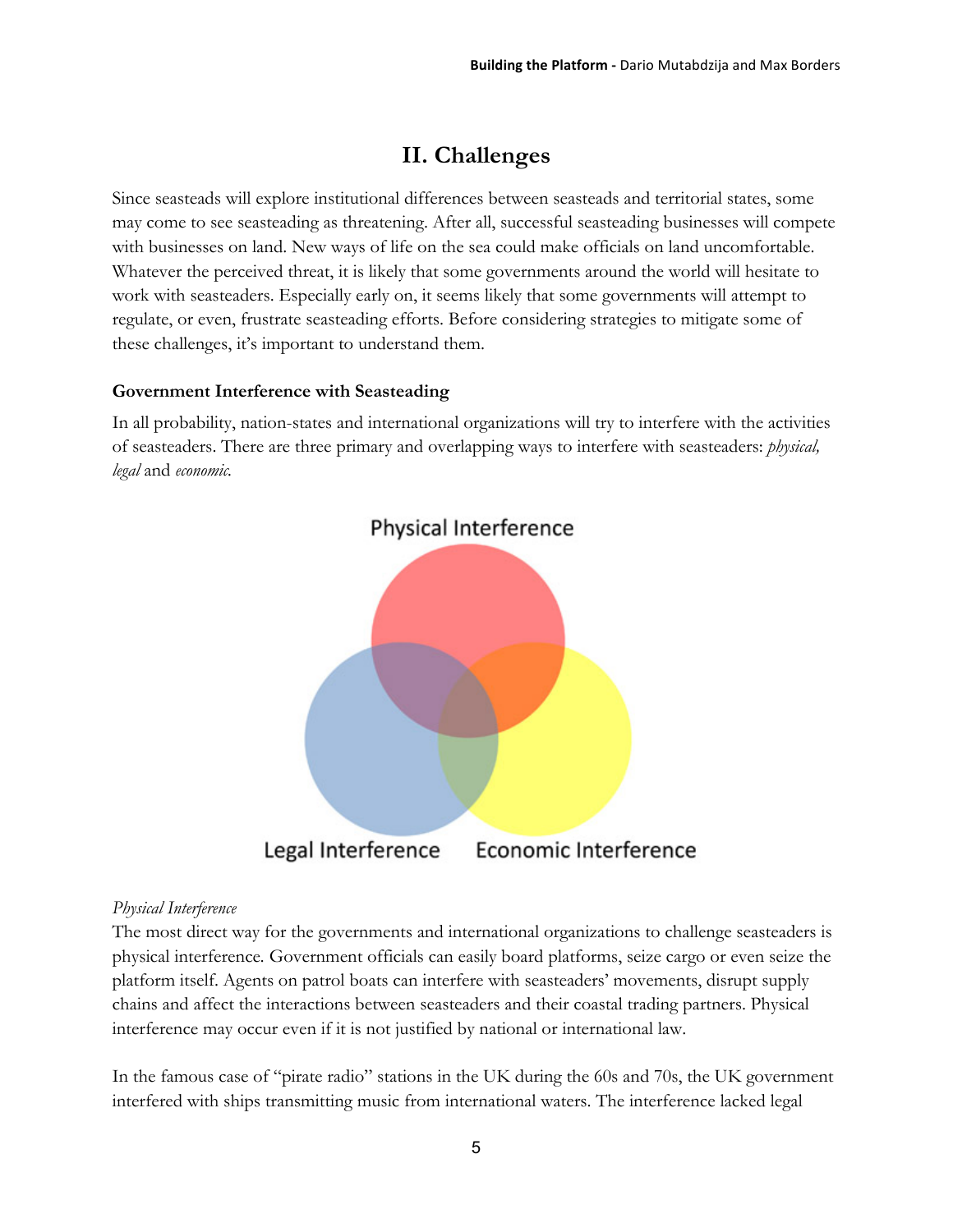## II. Challenges

Since seasteads will explore institutional differences between seasteads and territorial states, some may come to see seasteading as threatening. After all, successful seasteading businesses will compete with businesses on land. New ways of life on the sea could make officials on land uncomfortable. Whatever the perceived threat, it is likely that some governments around the world will hesitate to work with seasteaders. Especially early on, it seems likely that some governments will attempt to regulate, or even, frustrate seasteading efforts. Before considering strategies to mitigate some of these challenges, it's important to understand them.

### Government Interference with Seasteading

In all probability, nation-states and international organizations will try to interfere with the activities of seasteaders. There are three primary and overlapping ways to interfere with seasteaders: *physical, legal* and *economic.*

Physical Interference

Legal Interference Economic Interference

*Physical Interference*

The most direct way for the governments and international organizations to challenge seasteaders is physical interference. Government officials can easily board platforms, seize cargo or even seize the platform itself. Agents on patrol boats can interfere with seasteaders' movements, disrupt supply chains and affect the interactions between seasteaders and their coastal trading partners. Physical interference may occur even if it is not justified by national or international law.

In the famous case of "pirate radio" stations in the UK during the 60s and 70s, the UK government interfered with ships transmitting music from international waters. The interference lacked legal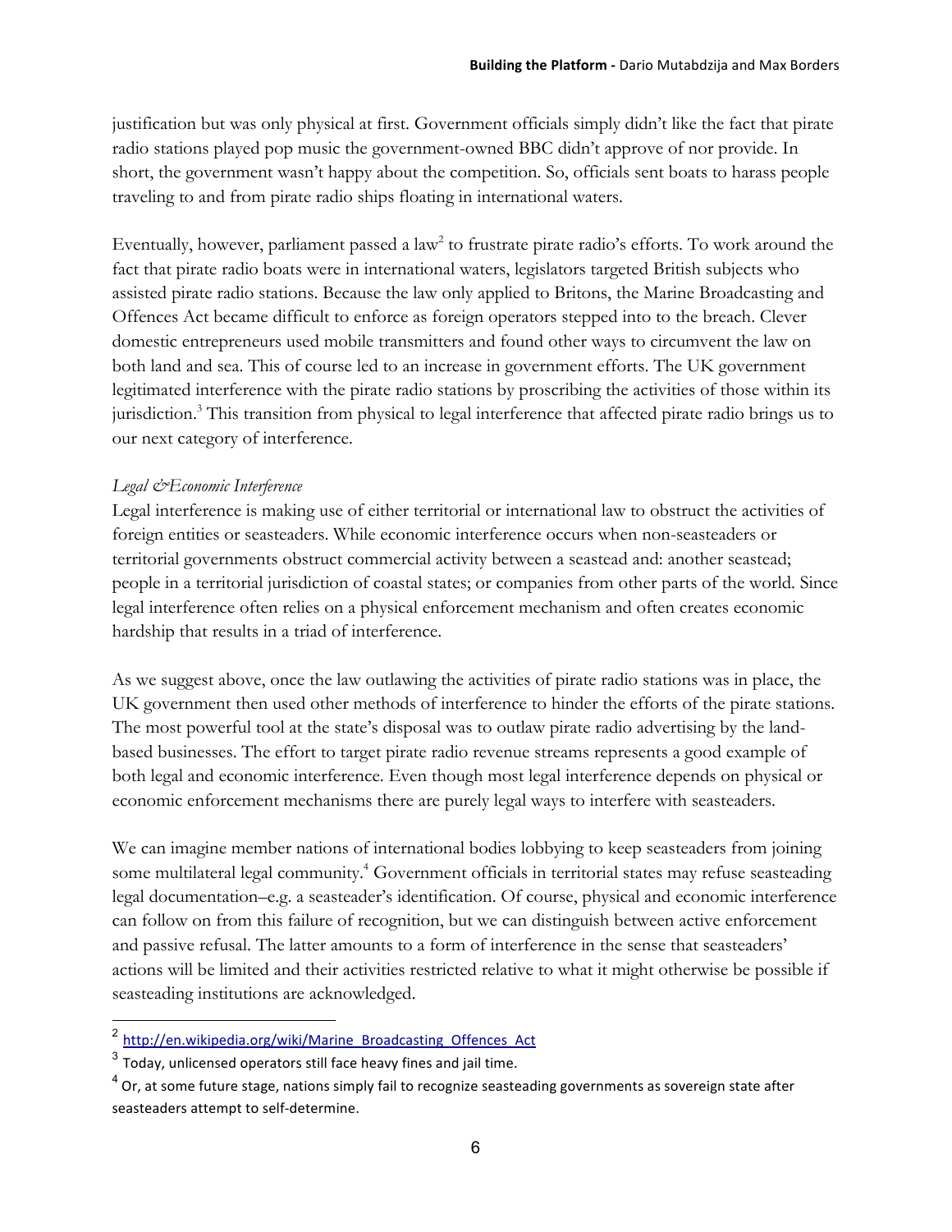justification but was only physical at first. Government officials simply didn't like the fact that pirate radio stations played pop music the government-owned BBC didn't approve of nor provide. In short, the government wasn't happy about the competition. So, officials sent boats to harass people traveling to and from pirate radio ships floating in international waters.

Eventually, however, parliament passed a law[2] to frustrate pirate radio's efforts. To work around the fact that pirate radio boats were in international waters, legislators targeted British subjects who assisted pirate radio stations. Because the law only applied to Britons, the Marine Broadcasting and Offences Act became difficult to enforce as foreign operators stepped into to the breach. Clever domestic entrepreneurs used mobile transmitters and found other ways to circumvent the law on both land and sea. This of course led to an increase in government efforts. The UK government legitimated interference with the pirate radio stations by proscribing the activities of those within its jurisdiction.[3] This transition from physical to legal interference that affected pirate radio brings us to our next category of interference.

*Legal &Economic Interference*

Legal interference is making use of either territorial or international law to obstruct the activities of foreign entities or seasteaders. While economic interference occurs when non-seasteaders or territorial governments obstruct commercial activity between a seastead and: another seastead; people in a territorial jurisdiction of coastal states; or companies from other parts of the world. Since legal interference often relies on a physical enforcement mechanism and often creates economic hardship that results in a triad of interference.

As we suggest above, once the law outlawing the activities of pirate radio stations was in place, the UK government then used other methods of interference to hinder the efforts of the pirate stations. The most powerful tool at the state's disposal was to outlaw pirate radio advertising by the land-based businesses. The effort to target pirate radio revenue streams represents a good example of both legal and economic interference. Even though most legal interference depends on physical or economic enforcement mechanisms there are purely legal ways to interfere with seasteaders.

We can imagine member nations of international bodies lobbying to keep seasteaders from joining some multilateral legal community.[4] Government officials in territorial states may refuse seasteading legal documentation–e.g. a seasteader's identification. Of course, physical and economic interference can follow on from this failure of recognition, but we can distinguish between active enforcement and passive refusal. The latter amounts to a form of interference in the sense that seasteaders' actions will be limited and their activities restricted relative to what it might otherwise be possible if seasteading institutions are acknowledged.

---

[2] http://en.wikipedia.org/wiki/Marine_Broadcasting_Offences_Act

[3] Today, unlicensed operators still face heavy fines and jail time.

[4] Or, at some future stage, nations simply fail to recognize seasteading governments as sovereign state after seasteaders attempt to self-determine.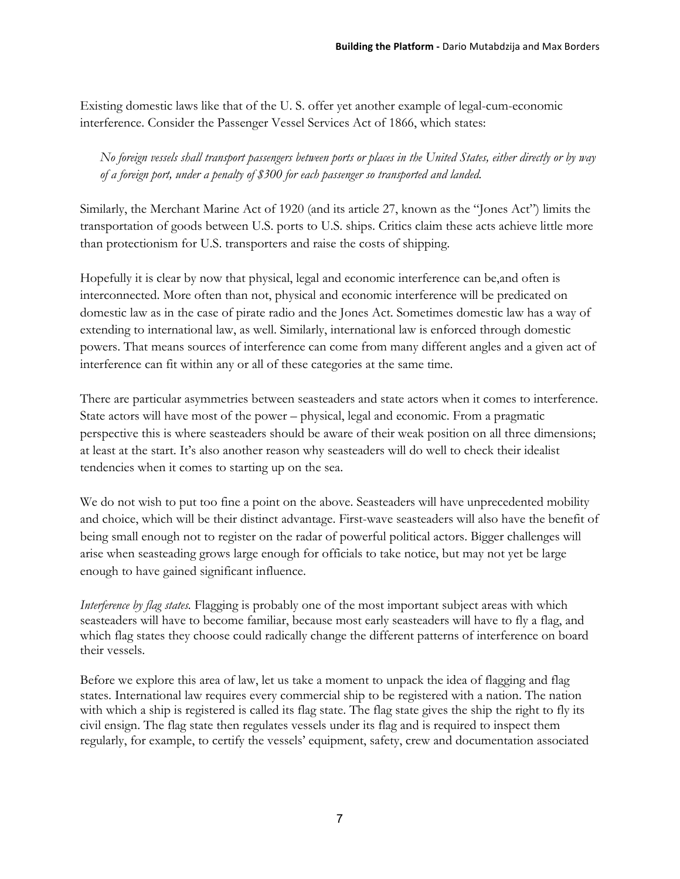Existing domestic laws like that of the U. S. offer yet another example of legal-cum-economic interference. Consider the Passenger Vessel Services Act of 1866, which states:

> *No foreign vessels shall transport passengers between ports or places in the United States, either directly or by way of a foreign port, under a penalty of $300 for each passenger so transported and landed.*

Similarly, the Merchant Marine Act of 1920 (and its article 27, known as the "Jones Act") limits the transportation of goods between U.S. ports to U.S. ships. Critics claim these acts achieve little more than protectionism for U.S. transporters and raise the costs of shipping.

Hopefully it is clear by now that physical, legal and economic interference can be,and often is interconnected. More often than not, physical and economic interference will be predicated on domestic law as in the case of pirate radio and the Jones Act. Sometimes domestic law has a way of extending to international law, as well. Similarly, international law is enforced through domestic powers. That means sources of interference can come from many different angles and a given act of interference can fit within any or all of these categories at the same time.

There are particular asymmetries between seasteaders and state actors when it comes to interference. State actors will have most of the power – physical, legal and economic. From a pragmatic perspective this is where seasteaders should be aware of their weak position on all three dimensions; at least at the start. It's also another reason why seasteaders will do well to check their idealist tendencies when it comes to starting up on the sea.

We do not wish to put too fine a point on the above. Seasteaders will have unprecedented mobility and choice, which will be their distinct advantage. First-wave seasteaders will also have the benefit of being small enough not to register on the radar of powerful political actors. Bigger challenges will arise when seasteading grows large enough for officials to take notice, but may not yet be large enough to have gained significant influence.

*Interference by flag states.* Flagging is probably one of the most important subject areas with which seasteaders will have to become familiar, because most early seasteaders will have to fly a flag, and which flag states they choose could radically change the different patterns of interference on board their vessels.

Before we explore this area of law, let us take a moment to unpack the idea of flagging and flag states. International law requires every commercial ship to be registered with a nation. The nation with which a ship is registered is called its flag state. The flag state gives the ship the right to fly its civil ensign. The flag state then regulates vessels under its flag and is required to inspect them regularly, for example, to certify the vessels' equipment, safety, crew and documentation associated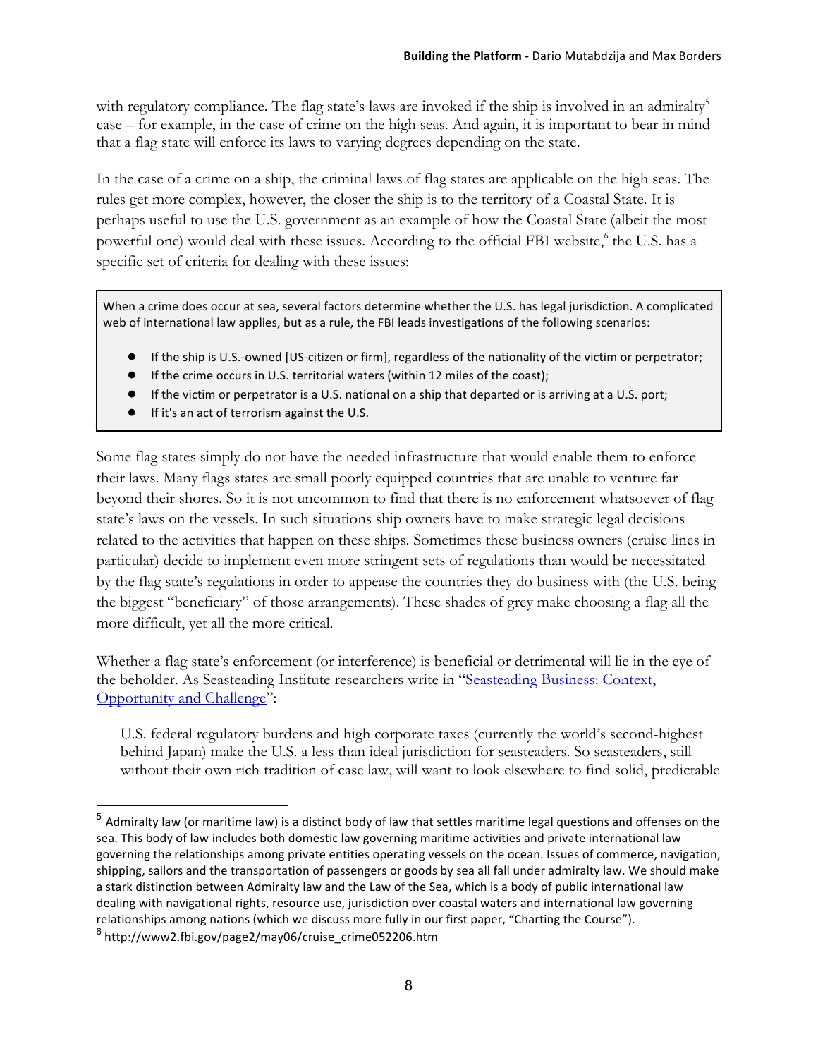with regulatory compliance. The flag state's laws are invoked if the ship is involved in an admiralty[5] case – for example, in the case of crime on the high seas. And again, it is important to bear in mind that a flag state will enforce its laws to varying degrees depending on the state.

In the case of a crime on a ship, the criminal laws of flag states are applicable on the high seas. The rules get more complex, however, the closer the ship is to the territory of a Coastal State. It is perhaps useful to use the U.S. government as an example of how the Coastal State (albeit the most powerful one) would deal with these issues. According to the official FBI website,[6] the U.S. has a specific set of criteria for dealing with these issues:

> When a crime does occur at sea, several factors determine whether the U.S. has legal jurisdiction. A complicated web of international law applies, but as a rule, the FBI leads investigations of the following scenarios:
>
> - If the ship is U.S.-owned [US-citizen or firm], regardless of the nationality of the victim or perpetrator;
> - If the crime occurs in U.S. territorial waters (within 12 miles of the coast);
> - If the victim or perpetrator is a U.S. national on a ship that departed or is arriving at a U.S. port;
> - If it's an act of terrorism against the U.S.

Some flag states simply do not have the needed infrastructure that would enable them to enforce their laws. Many flags states are small poorly equipped countries that are unable to venture far beyond their shores. So it is not uncommon to find that there is no enforcement whatsoever of flag state's laws on the vessels. In such situations ship owners have to make strategic legal decisions related to the activities that happen on these ships. Sometimes these business owners (cruise lines in particular) decide to implement even more stringent sets of regulations than would be necessitated by the flag state's regulations in order to appease the countries they do business with (the U.S. being the biggest "beneficiary" of those arrangements). These shades of grey make choosing a flag all the more difficult, yet all the more critical.

Whether a flag state's enforcement (or interference) is beneficial or detrimental will lie in the eye of the beholder. As Seasteading Institute researchers write in "Seasteading Business: Context, Opportunity and Challenge":

> U.S. federal regulatory burdens and high corporate taxes (currently the world's second-highest behind Japan) make the U.S. a less than ideal jurisdiction for seasteaders. So seasteaders, still without their own rich tradition of case law, will want to look elsewhere to find solid, predictable

---

[5] Admiralty law (or maritime law) is a distinct body of law that settles maritime legal questions and offenses on the sea. This body of law includes both domestic law governing maritime activities and private international law governing the relationships among private entities operating vessels on the ocean. Issues of commerce, navigation, shipping, sailors and the transportation of passengers or goods by sea all fall under admiralty law. We should make a stark distinction between Admiralty law and the Law of the Sea, which is a body of public international law dealing with navigational rights, resource use, jurisdiction over coastal waters and international law governing relationships among nations (which we discuss more fully in our first paper, "Charting the Course").

[6] http://www2.fbi.gov/page2/may06/cruise_crime052206.htm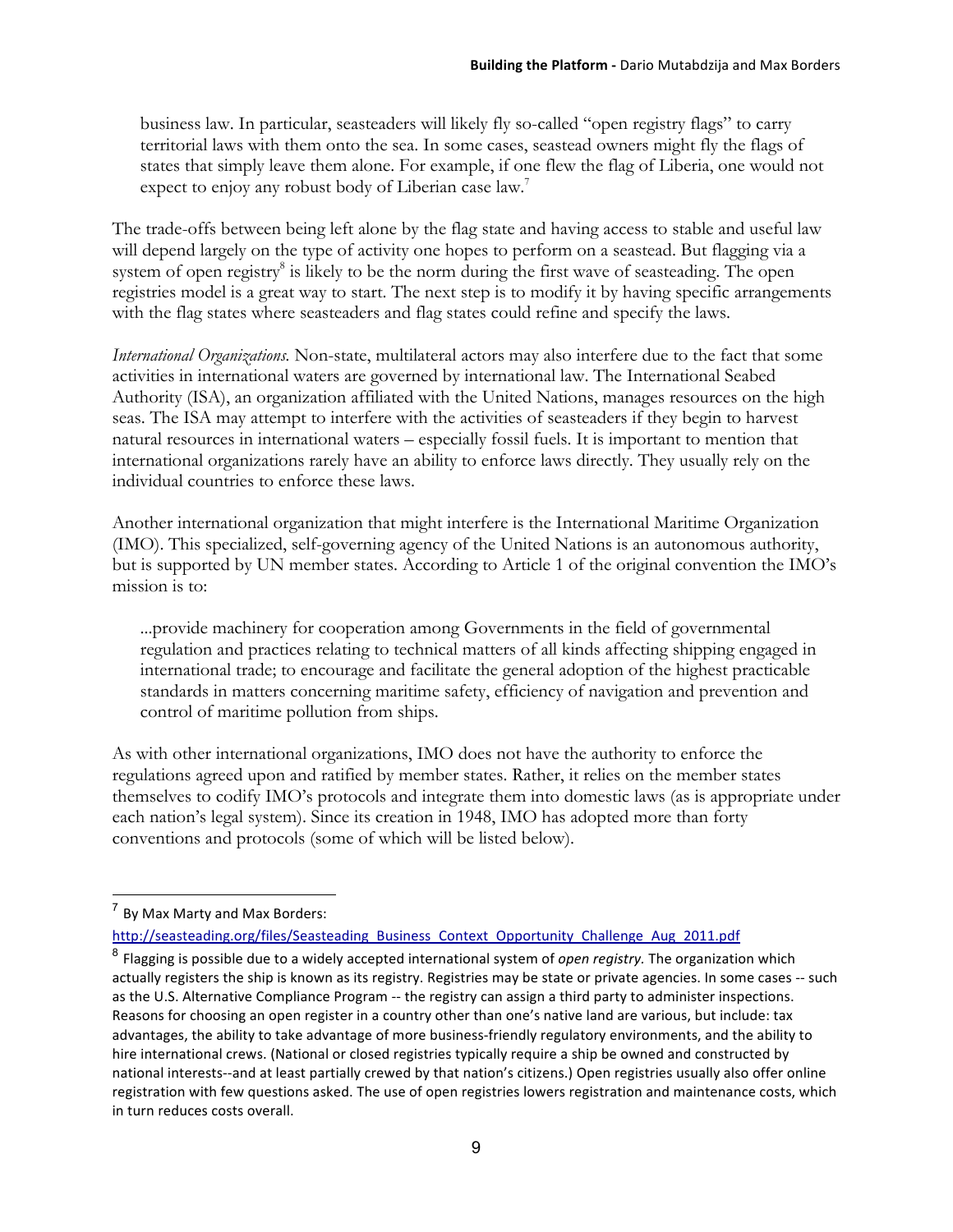> business law. In particular, seasteaders will likely fly so-called "open registry flags" to carry territorial laws with them onto the sea. In some cases, seastead owners might fly the flags of states that simply leave them alone. For example, if one flew the flag of Liberia, one would not expect to enjoy any robust body of Liberian case law.[7]

The trade-offs between being left alone by the flag state and having access to stable and useful law will depend largely on the type of activity one hopes to perform on a seastead. But flagging via a system of open registry[8] is likely to be the norm during the first wave of seasteading. The open registries model is a great way to start. The next step is to modify it by having specific arrangements with the flag states where seasteaders and flag states could refine and specify the laws.

*International Organizations.* Non-state, multilateral actors may also interfere due to the fact that some activities in international waters are governed by international law. The International Seabed Authority (ISA), an organization affiliated with the United Nations, manages resources on the high seas. The ISA may attempt to interfere with the activities of seasteaders if they begin to harvest natural resources in international waters – especially fossil fuels. It is important to mention that international organizations rarely have an ability to enforce laws directly. They usually rely on the individual countries to enforce these laws.

Another international organization that might interfere is the International Maritime Organization (IMO). This specialized, self-governing agency of the United Nations is an autonomous authority, but is supported by UN member states. According to Article 1 of the original convention the IMO's mission is to:

> ...provide machinery for cooperation among Governments in the field of governmental regulation and practices relating to technical matters of all kinds affecting shipping engaged in international trade; to encourage and facilitate the general adoption of the highest practicable standards in matters concerning maritime safety, efficiency of navigation and prevention and control of maritime pollution from ships.

As with other international organizations, IMO does not have the authority to enforce the regulations agreed upon and ratified by member states. Rather, it relies on the member states themselves to codify IMO's protocols and integrate them into domestic laws (as is appropriate under each nation's legal system). Since its creation in 1948, IMO has adopted more than forty conventions and protocols (some of which will be listed below).

---

[7] By Max Marty and Max Borders: http://seasteading.org/files/Seasteading_Business_Context_Opportunity_Challenge_Aug_2011.pdf

[8] Flagging is possible due to a widely accepted international system of *open registry.* The organization which actually registers the ship is known as its registry. Registries may be state or private agencies. In some cases -- such as the U.S. Alternative Compliance Program -- the registry can assign a third party to administer inspections. Reasons for choosing an open register in a country other than one's native land are various, but include: tax advantages, the ability to take advantage of more business-friendly regulatory environments, and the ability to hire international crews. (National or closed registries typically require a ship be owned and constructed by national interests--and at least partially crewed by that nation's citizens.) Open registries usually also offer online registration with few questions asked. The use of open registries lowers registration and maintenance costs, which in turn reduces costs overall.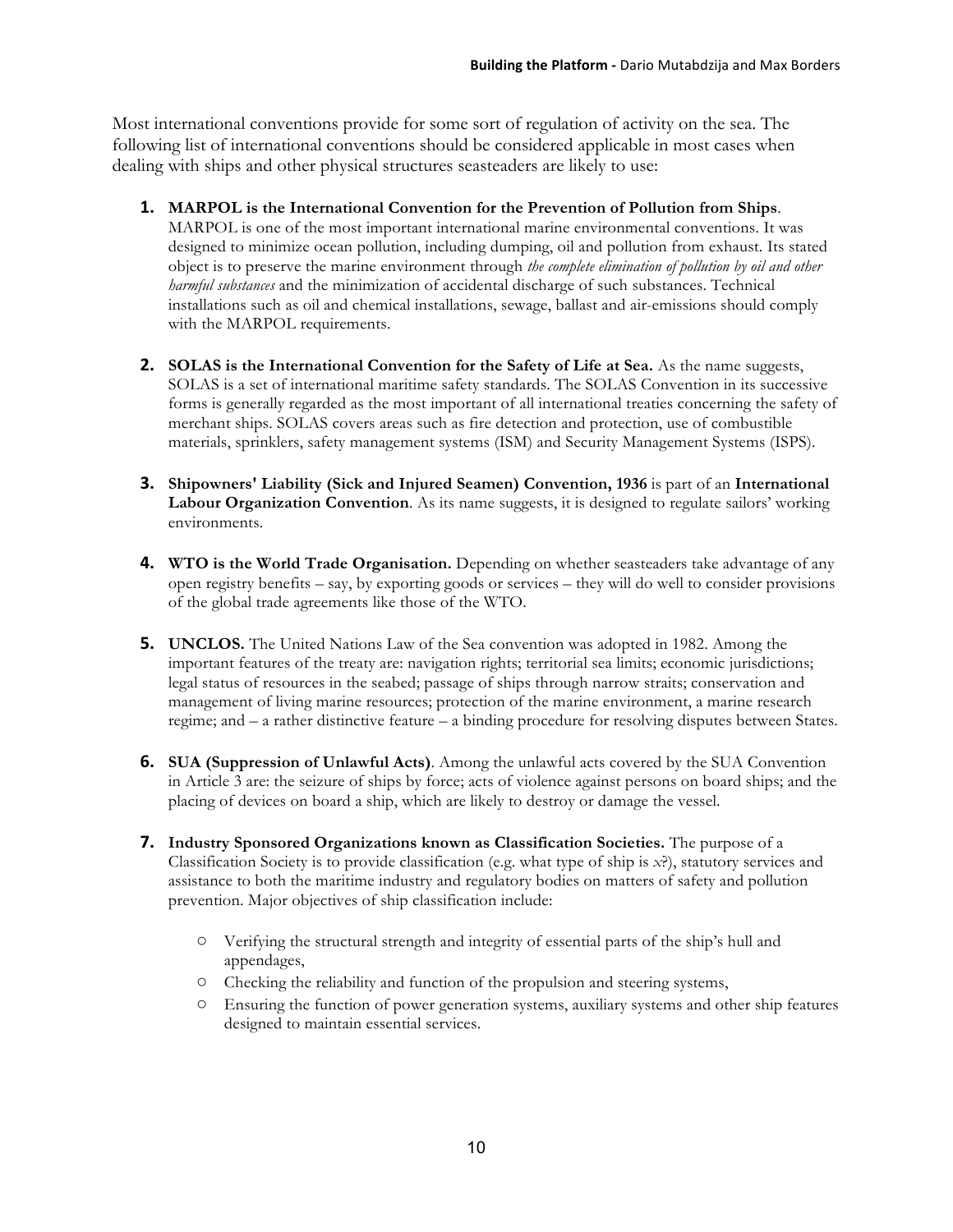Most international conventions provide for some sort of regulation of activity on the sea. The following list of international conventions should be considered applicable in most cases when dealing with ships and other physical structures seasteaders are likely to use:

1. **MARPOL is the International Convention for the Prevention of Pollution from Ships**. MARPOL is one of the most important international marine environmental conventions. It was designed to minimize ocean pollution, including dumping, oil and pollution from exhaust. Its stated object is to preserve the marine environment through *the complete elimination of pollution by oil and other harmful substances* and the minimization of accidental discharge of such substances. Technical installations such as oil and chemical installations, sewage, ballast and air-emissions should comply with the MARPOL requirements.

2. **SOLAS is the International Convention for the Safety of Life at Sea.** As the name suggests, SOLAS is a set of international maritime safety standards. The SOLAS Convention in its successive forms is generally regarded as the most important of all international treaties concerning the safety of merchant ships. SOLAS covers areas such as fire detection and protection, use of combustible materials, sprinklers, safety management systems (ISM) and Security Management Systems (ISPS).

3. **Shipowners' Liability (Sick and Injured Seamen) Convention, 1936** is part of an **International Labour Organization Convention**. As its name suggests, it is designed to regulate sailors' working environments.

4. **WTO is the World Trade Organisation.** Depending on whether seasteaders take advantage of any open registry benefits – say, by exporting goods or services – they will do well to consider provisions of the global trade agreements like those of the WTO.

5. **UNCLOS.** The United Nations Law of the Sea convention was adopted in 1982. Among the important features of the treaty are: navigation rights; territorial sea limits; economic jurisdictions; legal status of resources in the seabed; passage of ships through narrow straits; conservation and management of living marine resources; protection of the marine environment, a marine research regime; and – a rather distinctive feature – a binding procedure for resolving disputes between States.

6. **SUA (Suppression of Unlawful Acts)**. Among the unlawful acts covered by the SUA Convention in Article 3 are: the seizure of ships by force; acts of violence against persons on board ships; and the placing of devices on board a ship, which are likely to destroy or damage the vessel.

7. **Industry Sponsored Organizations known as Classification Societies.** The purpose of a Classification Society is to provide classification (e.g. what type of ship is *x*?), statutory services and assistance to both the maritime industry and regulatory bodies on matters of safety and pollution prevention. Major objectives of ship classification include:

   - Verifying the structural strength and integrity of essential parts of the ship's hull and appendages,
   - Checking the reliability and function of the propulsion and steering systems,
   - Ensuring the function of power generation systems, auxiliary systems and other ship features designed to maintain essential services.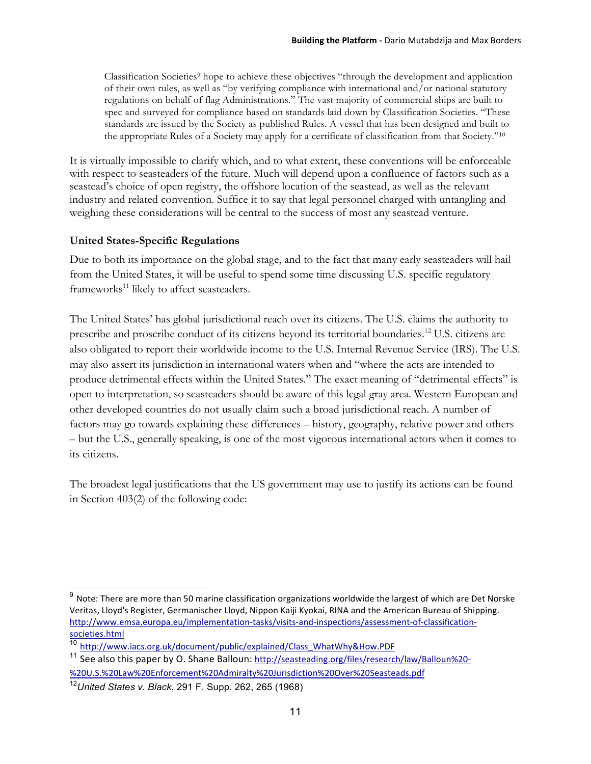> Classification Societies[9] hope to achieve these objectives "through the development and application of their own rules, as well as "by verifying compliance with international and/or national statutory regulations on behalf of flag Administrations." The vast majority of commercial ships are built to spec and surveyed for compliance based on standards laid down by Classification Societies. "These standards are issued by the Society as published Rules. A vessel that has been designed and built to the appropriate Rules of a Society may apply for a certificate of classification from that Society."[10]

It is virtually impossible to clarify which, and to what extent, these conventions will be enforceable with respect to seasteaders of the future. Much will depend upon a confluence of factors such as a seastead's choice of open registry, the offshore location of the seastead, as well as the relevant industry and related convention. Suffice it to say that legal personnel charged with untangling and weighing these considerations will be central to the success of most any seastead venture.

### United States-Specific Regulations

Due to both its importance on the global stage, and to the fact that many early seasteaders will hail from the United States, it will be useful to spend some time discussing U.S. specific regulatory frameworks[11] likely to affect seasteaders.

The United States' has global jurisdictional reach over its citizens. The U.S. claims the authority to prescribe and proscribe conduct of its citizens beyond its territorial boundaries.[12] U.S. citizens are also obligated to report their worldwide income to the U.S. Internal Revenue Service (IRS). The U.S. may also assert its jurisdiction in international waters when and "where the acts are intended to produce detrimental effects within the United States." The exact meaning of "detrimental effects" is open to interpretation, so seasteaders should be aware of this legal gray area. Western European and other developed countries do not usually claim such a broad jurisdictional reach. A number of factors may go towards explaining these differences – history, geography, relative power and others – but the U.S., generally speaking, is one of the most vigorous international actors when it comes to its citizens.

The broadest legal justifications that the US government may use to justify its actions can be found in Section 403(2) of the following code:

---

[9] Note: There are more than 50 marine classification organizations worldwide the largest of which are Det Norske Veritas, Lloyd's Register, Germanischer Lloyd, Nippon Kaiji Kyokai, RINA and the American Bureau of Shipping. http://www.emsa.europa.eu/implementation-tasks/visits-and-inspections/assessment-of-classification-societies.html

[10] http://www.iacs.org.uk/document/public/explained/Class_WhatWhy&How.PDF

[11] See also this paper by O. Shane Balloun: http://seasteading.org/files/research/law/Balloun%20-%20U.S.%20Law%20Enforcement%20Admiralty%20Jurisdiction%20Over%20Seasteads.pdf

[12] *United States v. Black*, 291 F. Supp. 262, 265 (1968)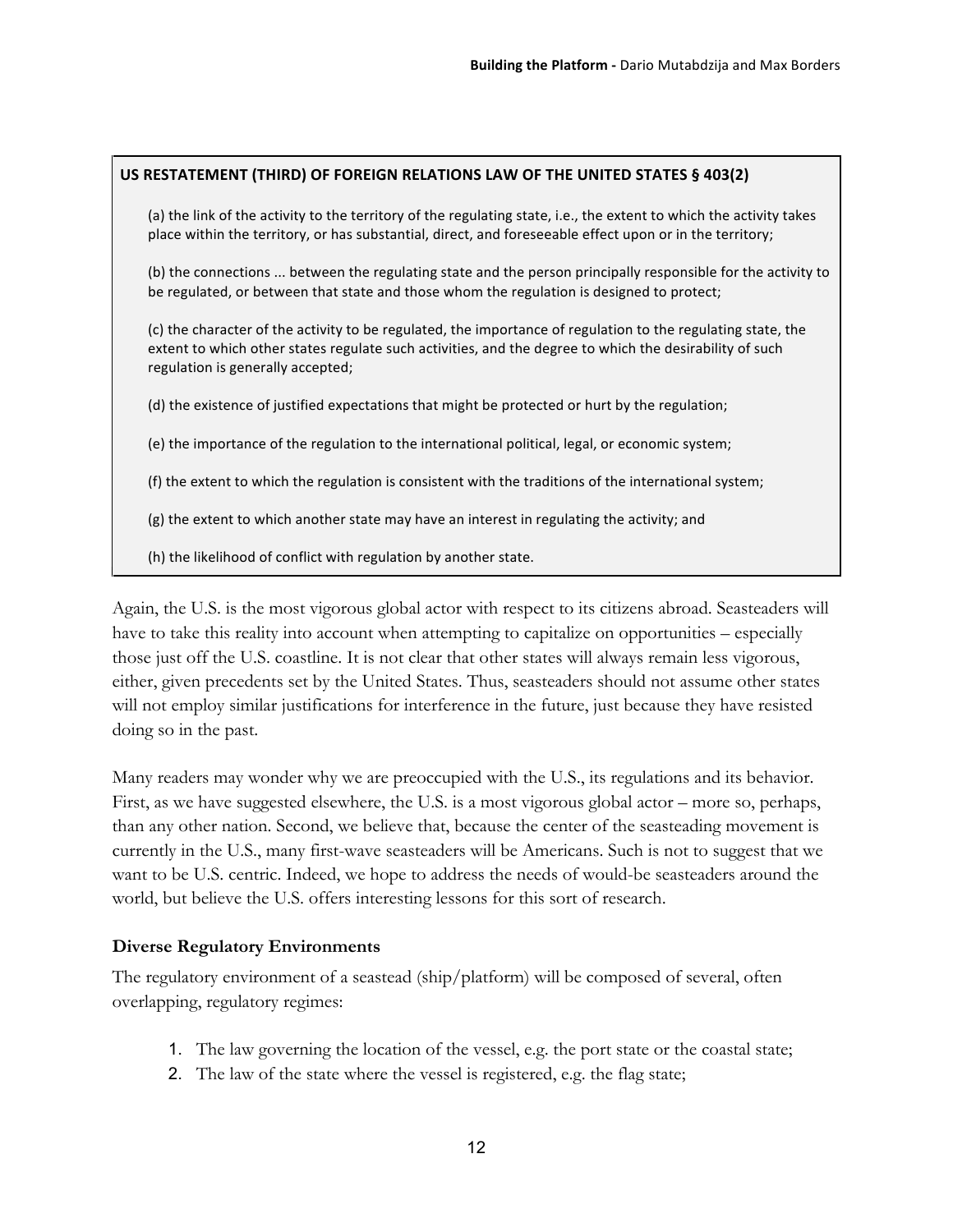**US RESTATEMENT (THIRD) OF FOREIGN RELATIONS LAW OF THE UNITED STATES § 403(2)**

> (a) the link of the activity to the territory of the regulating state, i.e., the extent to which the activity takes place within the territory, or has substantial, direct, and foreseeable effect upon or in the territory;
>
> (b) the connections ... between the regulating state and the person principally responsible for the activity to be regulated, or between that state and those whom the regulation is designed to protect;
>
> (c) the character of the activity to be regulated, the importance of regulation to the regulating state, the extent to which other states regulate such activities, and the degree to which the desirability of such regulation is generally accepted;
>
> (d) the existence of justified expectations that might be protected or hurt by the regulation;
>
> (e) the importance of the regulation to the international political, legal, or economic system;
>
> (f) the extent to which the regulation is consistent with the traditions of the international system;
>
> (g) the extent to which another state may have an interest in regulating the activity; and
>
> (h) the likelihood of conflict with regulation by another state.

Again, the U.S. is the most vigorous global actor with respect to its citizens abroad. Seasteaders will have to take this reality into account when attempting to capitalize on opportunities – especially those just off the U.S. coastline. It is not clear that other states will always remain less vigorous, either, given precedents set by the United States. Thus, seasteaders should not assume other states will not employ similar justifications for interference in the future, just because they have resisted doing so in the past.

Many readers may wonder why we are preoccupied with the U.S., its regulations and its behavior. First, as we have suggested elsewhere, the U.S. is a most vigorous global actor – more so, perhaps, than any other nation. Second, we believe that, because the center of the seasteading movement is currently in the U.S., many first-wave seasteaders will be Americans. Such is not to suggest that we want to be U.S. centric. Indeed, we hope to address the needs of would-be seasteaders around the world, but believe the U.S. offers interesting lessons for this sort of research.

### Diverse Regulatory Environments

The regulatory environment of a seastead (ship/platform) will be composed of several, often overlapping, regulatory regimes:

1. The law governing the location of the vessel, e.g. the port state or the coastal state;
2. The law of the state where the vessel is registered, e.g. the flag state;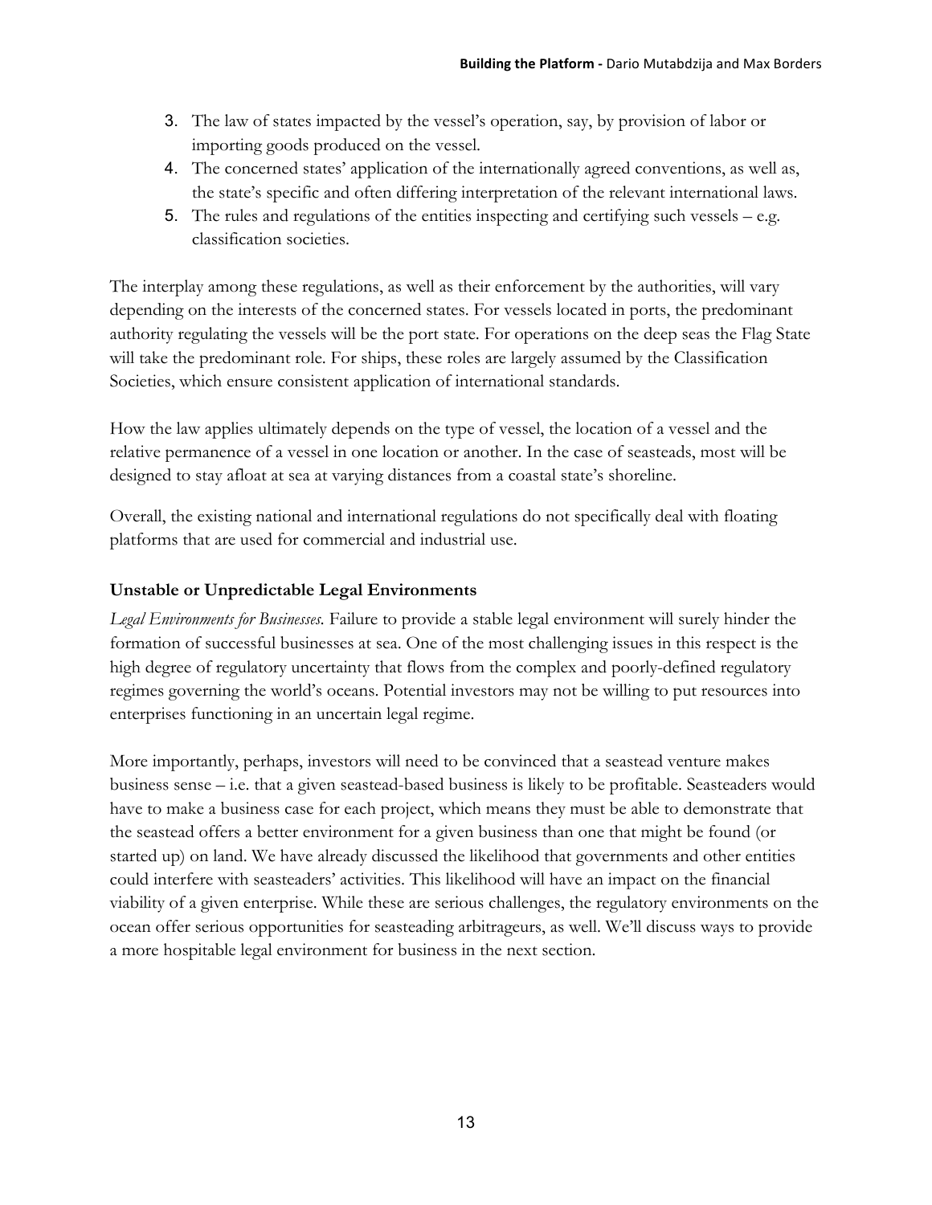3. The law of states impacted by the vessel's operation, say, by provision of labor or importing goods produced on the vessel.
4. The concerned states' application of the internationally agreed conventions, as well as, the state's specific and often differing interpretation of the relevant international laws.
5. The rules and regulations of the entities inspecting and certifying such vessels – e.g. classification societies.

The interplay among these regulations, as well as their enforcement by the authorities, will vary depending on the interests of the concerned states. For vessels located in ports, the predominant authority regulating the vessels will be the port state. For operations on the deep seas the Flag State will take the predominant role. For ships, these roles are largely assumed by the Classification Societies, which ensure consistent application of international standards.

How the law applies ultimately depends on the type of vessel, the location of a vessel and the relative permanence of a vessel in one location or another. In the case of seasteads, most will be designed to stay afloat at sea at varying distances from a coastal state's shoreline.

Overall, the existing national and international regulations do not specifically deal with floating platforms that are used for commercial and industrial use.

**Unstable or Unpredictable Legal Environments**

*Legal Environments for Businesses.* Failure to provide a stable legal environment will surely hinder the formation of successful businesses at sea. One of the most challenging issues in this respect is the high degree of regulatory uncertainty that flows from the complex and poorly-defined regulatory regimes governing the world's oceans. Potential investors may not be willing to put resources into enterprises functioning in an uncertain legal regime.

More importantly, perhaps, investors will need to be convinced that a seastead venture makes business sense – i.e. that a given seastead-based business is likely to be profitable. Seasteaders would have to make a business case for each project, which means they must be able to demonstrate that the seastead offers a better environment for a given business than one that might be found (or started up) on land. We have already discussed the likelihood that governments and other entities could interfere with seasteaders' activities. This likelihood will have an impact on the financial viability of a given enterprise. While these are serious challenges, the regulatory environments on the ocean offer serious opportunities for seasteading arbitrageurs, as well. We'll discuss ways to provide a more hospitable legal environment for business in the next section.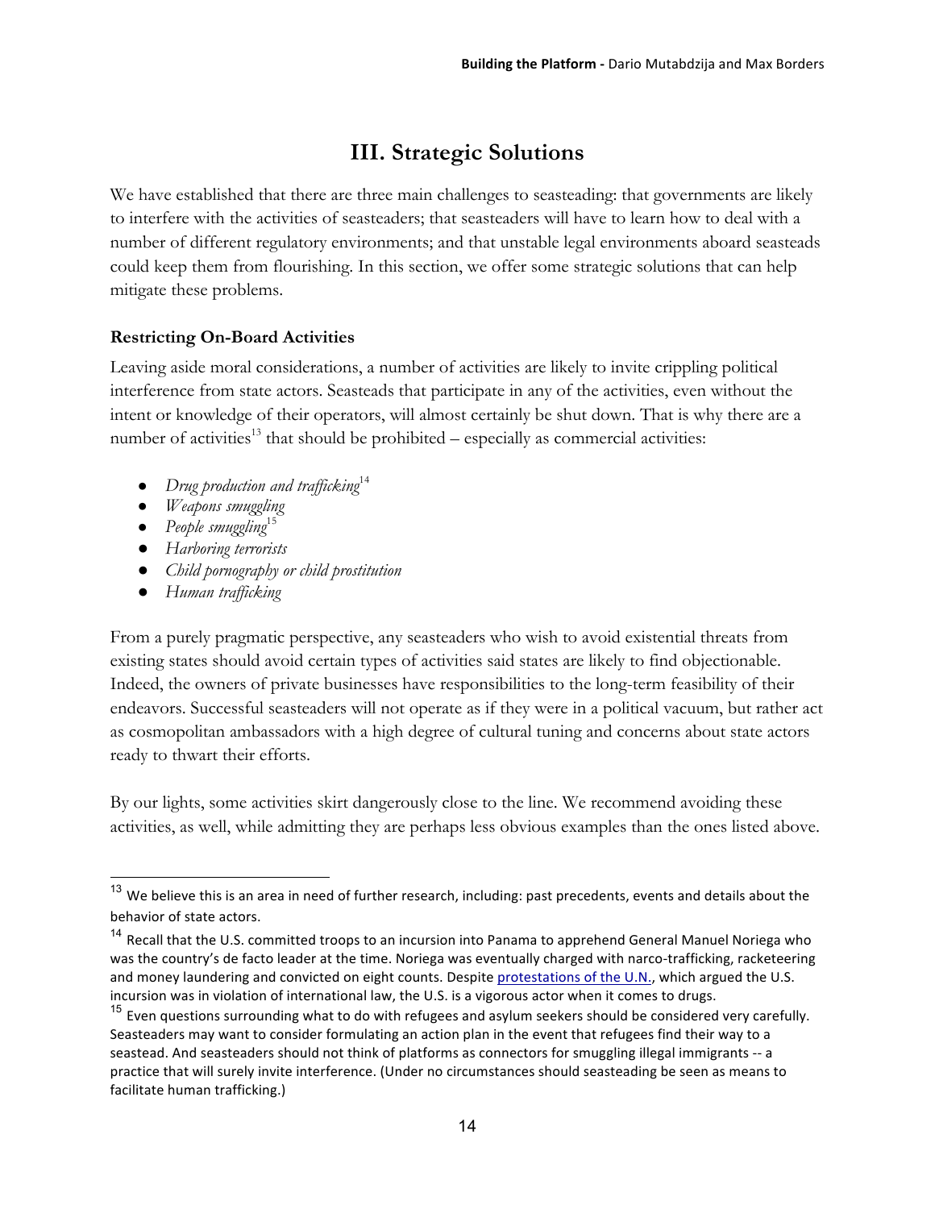# III. Strategic Solutions

We have established that there are three main challenges to seasteading: that governments are likely to interfere with the activities of seasteaders; that seasteaders will have to learn how to deal with a number of different regulatory environments; and that unstable legal environments aboard seasteads could keep them from flourishing. In this section, we offer some strategic solutions that can help mitigate these problems.

### Restricting On-Board Activities

Leaving aside moral considerations, a number of activities are likely to invite crippling political interference from state actors. Seasteads that participate in any of the activities, even without the intent or knowledge of their operators, will almost certainly be shut down. That is why there are a number of activities[13] that should be prohibited – especially as commercial activities:

- *Drug production and trafficking*[14]
- *Weapons smuggling*
- *People smuggling*[15]
- *Harboring terrorists*
- *Child pornography or child prostitution*
- *Human trafficking*

From a purely pragmatic perspective, any seasteaders who wish to avoid existential threats from existing states should avoid certain types of activities said states are likely to find objectionable. Indeed, the owners of private businesses have responsibilities to the long-term feasibility of their endeavors. Successful seasteaders will not operate as if they were in a political vacuum, but rather act as cosmopolitan ambassadors with a high degree of cultural tuning and concerns about state actors ready to thwart their efforts.

By our lights, some activities skirt dangerously close to the line. We recommend avoiding these activities, as well, while admitting they are perhaps less obvious examples than the ones listed above.

---

[13] We believe this is an area in need of further research, including: past precedents, events and details about the behavior of state actors.

[14] Recall that the U.S. committed troops to an incursion into Panama to apprehend General Manuel Noriega who was the country's de facto leader at the time. Noriega was eventually charged with narco-trafficking, racketeering and money laundering and convicted on eight counts. Despite protestations of the U.N., which argued the U.S. incursion was in violation of international law, the U.S. is a vigorous actor when it comes to drugs.

[15] Even questions surrounding what to do with refugees and asylum seekers should be considered very carefully. Seasteaders may want to consider formulating an action plan in the event that refugees find their way to a seastead. And seasteaders should not think of platforms as connectors for smuggling illegal immigrants -- a practice that will surely invite interference. (Under no circumstances should seasteading be seen as means to facilitate human trafficking.)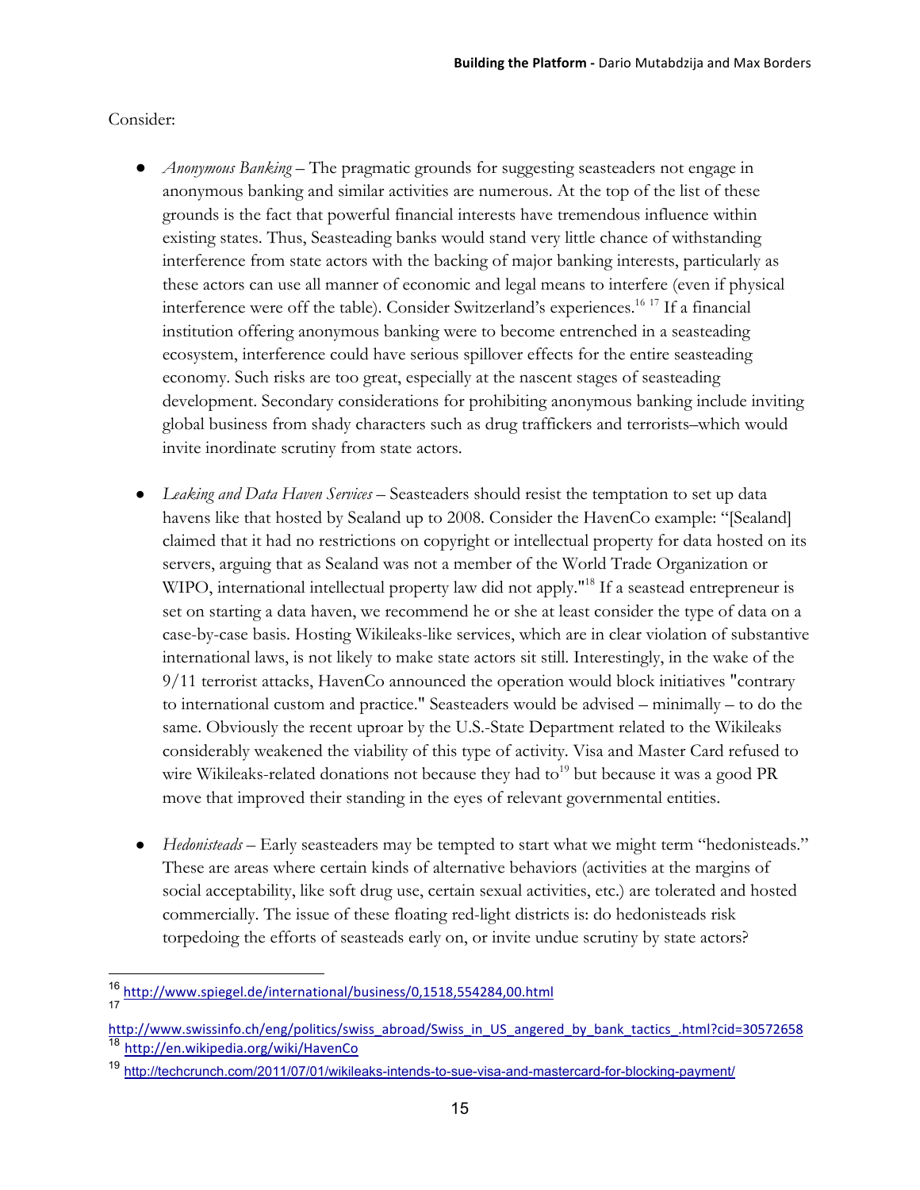Consider:

- *Anonymous Banking* – The pragmatic grounds for suggesting seasteaders not engage in anonymous banking and similar activities are numerous. At the top of the list of these grounds is the fact that powerful financial interests have tremendous influence within existing states. Thus, Seasteading banks would stand very little chance of withstanding interference from state actors with the backing of major banking interests, particularly as these actors can use all manner of economic and legal means to interfere (even if physical interference were off the table). Consider Switzerland's experiences.[16] [17] If a financial institution offering anonymous banking were to become entrenched in a seasteading ecosystem, interference could have serious spillover effects for the entire seasteading economy. Such risks are too great, especially at the nascent stages of seasteading development. Secondary considerations for prohibiting anonymous banking include inviting global business from shady characters such as drug traffickers and terrorists–which would invite inordinate scrutiny from state actors.

- *Leaking and Data Haven Services* – Seasteaders should resist the temptation to set up data havens like that hosted by Sealand up to 2008. Consider the HavenCo example: "[Sealand] claimed that it had no restrictions on copyright or intellectual property for data hosted on its servers, arguing that as Sealand was not a member of the World Trade Organization or WIPO, international intellectual property law did not apply."[18] If a seastead entrepreneur is set on starting a data haven, we recommend he or she at least consider the type of data on a case-by-case basis. Hosting Wikileaks-like services, which are in clear violation of substantive international laws, is not likely to make state actors sit still. Interestingly, in the wake of the 9/11 terrorist attacks, HavenCo announced the operation would block initiatives "contrary to international custom and practice." Seasteaders would be advised – minimally – to do the same. Obviously the recent uproar by the U.S.-State Department related to the Wikileaks considerably weakened the viability of this type of activity. Visa and Master Card refused to wire Wikileaks-related donations not because they had to[19] but because it was a good PR move that improved their standing in the eyes of relevant governmental entities.

- *Hedonisteads* – Early seasteaders may be tempted to start what we might term "hedonisteads." These are areas where certain kinds of alternative behaviors (activities at the margins of social acceptability, like soft drug use, certain sexual activities, etc.) are tolerated and hosted commercially. The issue of these floating red-light districts is: do hedonisteads risk torpedoing the efforts of seasteads early on, or invite undue scrutiny by state actors?

---

[16] http://www.spiegel.de/international/business/0,1518,554284,00.html

[17] http://www.swissinfo.ch/eng/politics/swiss_abroad/Swiss_in_US_angered_by_bank_tactics_.html?cid=30572658

[18] http://en.wikipedia.org/wiki/HavenCo

[19] http://techcrunch.com/2011/07/01/wikileaks-intends-to-sue-visa-and-mastercard-for-blocking-payment/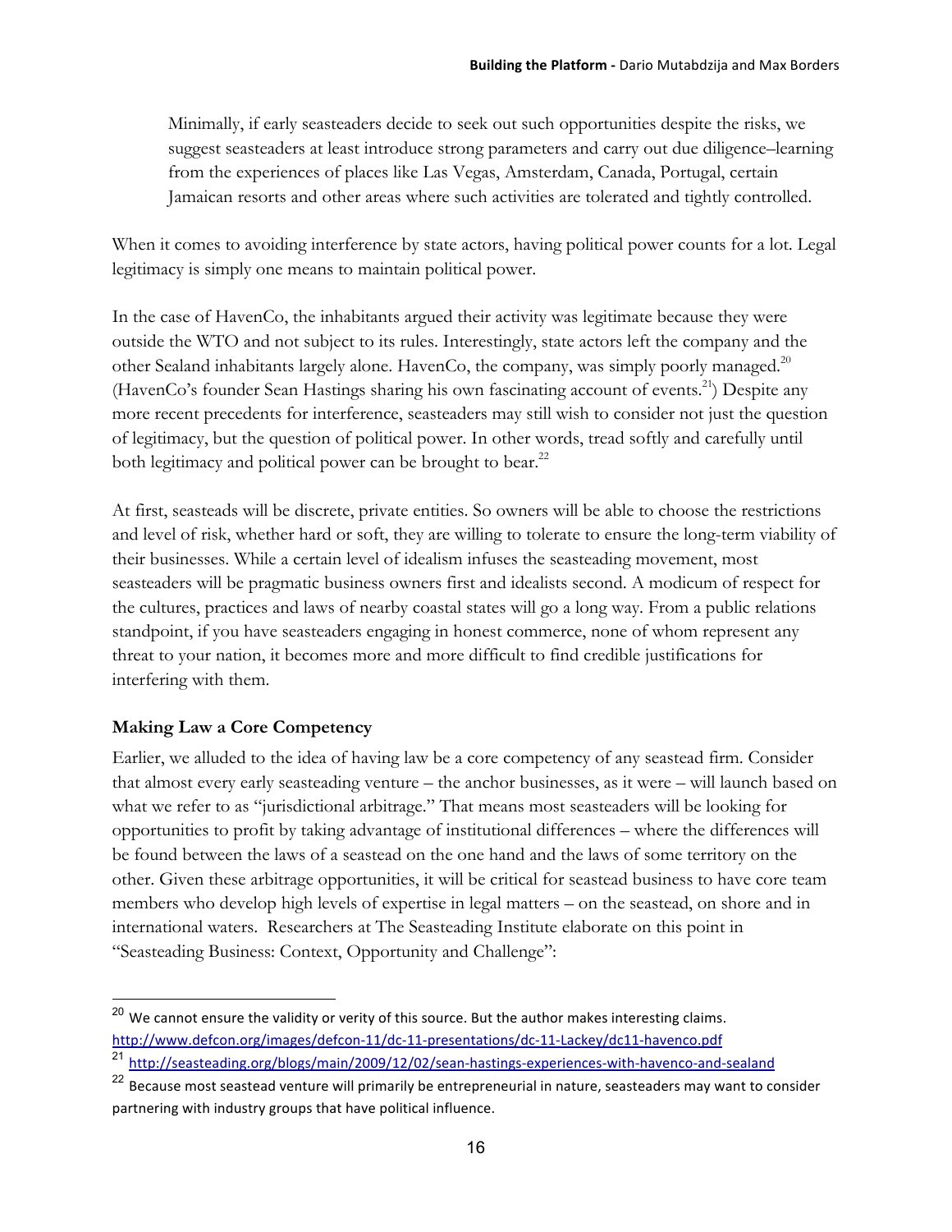> Minimally, if early seasteaders decide to seek out such opportunities despite the risks, we suggest seasteaders at least introduce strong parameters and carry out due diligence–learning from the experiences of places like Las Vegas, Amsterdam, Canada, Portugal, certain Jamaican resorts and other areas where such activities are tolerated and tightly controlled.

When it comes to avoiding interference by state actors, having political power counts for a lot. Legal legitimacy is simply one means to maintain political power.

In the case of HavenCo, the inhabitants argued their activity was legitimate because they were outside the WTO and not subject to its rules. Interestingly, state actors left the company and the other Sealand inhabitants largely alone. HavenCo, the company, was simply poorly managed.[20] (HavenCo's founder Sean Hastings sharing his own fascinating account of events.[21]) Despite any more recent precedents for interference, seasteaders may still wish to consider not just the question of legitimacy, but the question of political power. In other words, tread softly and carefully until both legitimacy and political power can be brought to bear.[22]

At first, seasteads will be discrete, private entities. So owners will be able to choose the restrictions and level of risk, whether hard or soft, they are willing to tolerate to ensure the long-term viability of their businesses. While a certain level of idealism infuses the seasteading movement, most seasteaders will be pragmatic business owners first and idealists second. A modicum of respect for the cultures, practices and laws of nearby coastal states will go a long way. From a public relations standpoint, if you have seasteaders engaging in honest commerce, none of whom represent any threat to your nation, it becomes more and more difficult to find credible justifications for interfering with them.

**Making Law a Core Competency**

Earlier, we alluded to the idea of having law be a core competency of any seastead firm. Consider that almost every early seasteading venture – the anchor businesses, as it were – will launch based on what we refer to as "jurisdictional arbitrage." That means most seasteaders will be looking for opportunities to profit by taking advantage of institutional differences – where the differences will be found between the laws of a seastead on the one hand and the laws of some territory on the other. Given these arbitrage opportunities, it will be critical for seastead business to have core team members who develop high levels of expertise in legal matters – on the seastead, on shore and in international waters. Researchers at The Seasteading Institute elaborate on this point in "Seasteading Business: Context, Opportunity and Challenge":

---

[20] We cannot ensure the validity or verity of this source. But the author makes interesting claims. http://www.defcon.org/images/defcon-11/dc-11-presentations/dc-11-Lackey/dc11-havenco.pdf

[21] http://seasteading.org/blogs/main/2009/12/02/sean-hastings-experiences-with-havenco-and-sealand

[22] Because most seastead venture will primarily be entrepreneurial in nature, seasteaders may want to consider partnering with industry groups that have political influence.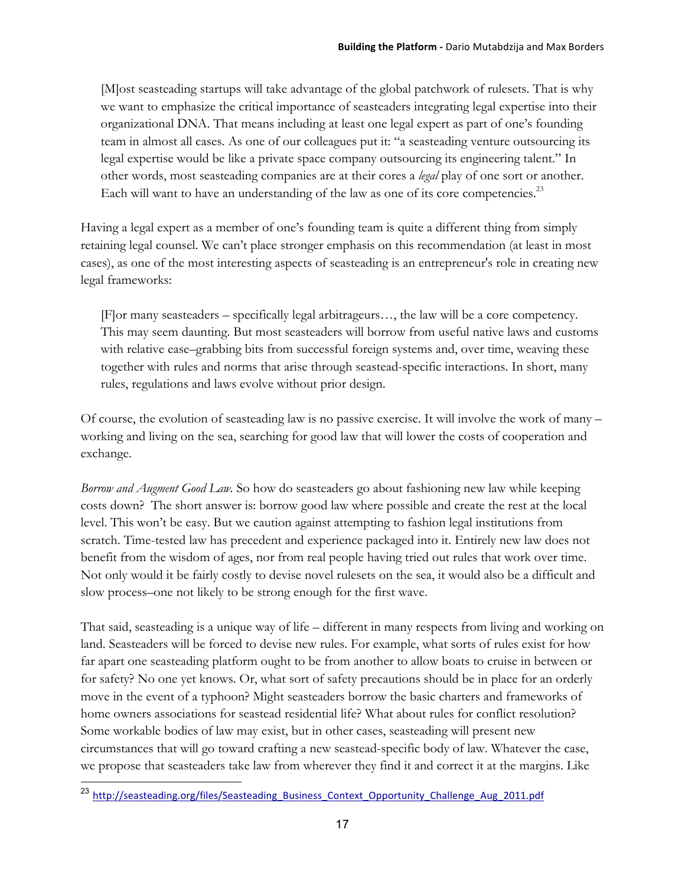> [M]ost seasteading startups will take advantage of the global patchwork of rulesets. That is why we want to emphasize the critical importance of seasteaders integrating legal expertise into their organizational DNA. That means including at least one legal expert as part of one's founding team in almost all cases. As one of our colleagues put it: "a seasteading venture outsourcing its legal expertise would be like a private space company outsourcing its engineering talent." In other words, most seasteading companies are at their cores a *legal* play of one sort or another. Each will want to have an understanding of the law as one of its core competencies.[23]

Having a legal expert as a member of one's founding team is quite a different thing from simply retaining legal counsel. We can't place stronger emphasis on this recommendation (at least in most cases), as one of the most interesting aspects of seasteading is an entrepreneur's role in creating new legal frameworks:

> [F]or many seasteaders – specifically legal arbitrageurs…, the law will be a core competency. This may seem daunting. But most seasteaders will borrow from useful native laws and customs with relative ease–grabbing bits from successful foreign systems and, over time, weaving these together with rules and norms that arise through seastead-specific interactions. In short, many rules, regulations and laws evolve without prior design.

Of course, the evolution of seasteading law is no passive exercise. It will involve the work of many – working and living on the sea, searching for good law that will lower the costs of cooperation and exchange.

*Borrow and Augment Good Law*. So how do seasteaders go about fashioning new law while keeping costs down? The short answer is: borrow good law where possible and create the rest at the local level. This won't be easy. But we caution against attempting to fashion legal institutions from scratch. Time-tested law has precedent and experience packaged into it. Entirely new law does not benefit from the wisdom of ages, nor from real people having tried out rules that work over time. Not only would it be fairly costly to devise novel rulesets on the sea, it would also be a difficult and slow process–one not likely to be strong enough for the first wave.

That said, seasteading is a unique way of life – different in many respects from living and working on land. Seasteaders will be forced to devise new rules. For example, what sorts of rules exist for how far apart one seasteading platform ought to be from another to allow boats to cruise in between or for safety? No one yet knows. Or, what sort of safety precautions should be in place for an orderly move in the event of a typhoon? Might seasteaders borrow the basic charters and frameworks of home owners associations for seastead residential life? What about rules for conflict resolution? Some workable bodies of law may exist, but in other cases, seasteading will present new circumstances that will go toward crafting a new seastead-specific body of law. Whatever the case, we propose that seasteaders take law from wherever they find it and correct it at the margins. Like

[23] http://seasteading.org/files/Seasteading_Business_Context_Opportunity_Challenge_Aug_2011.pdf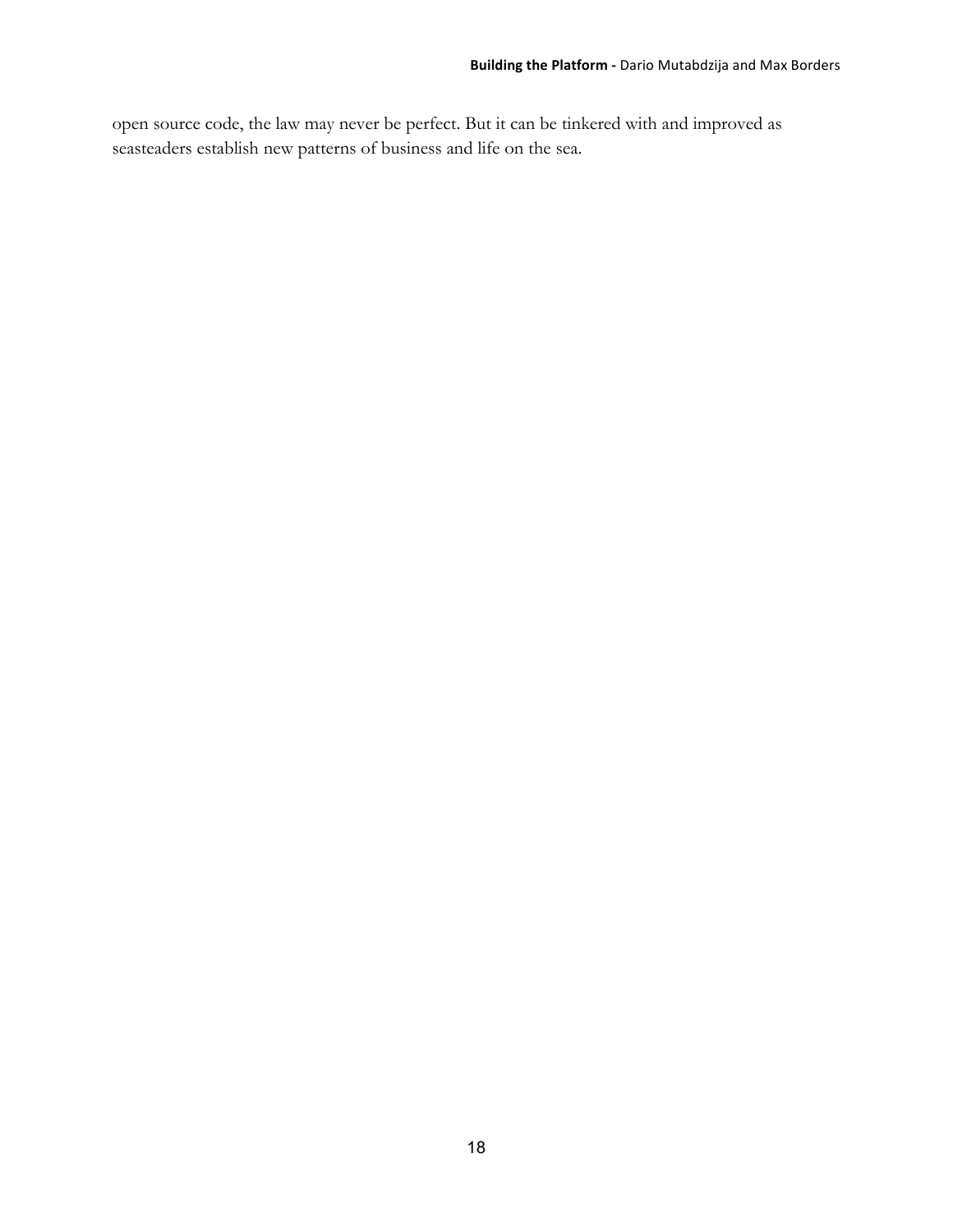open source code, the law may never be perfect. But it can be tinkered with and improved as seasteaders establish new patterns of business and life on the sea.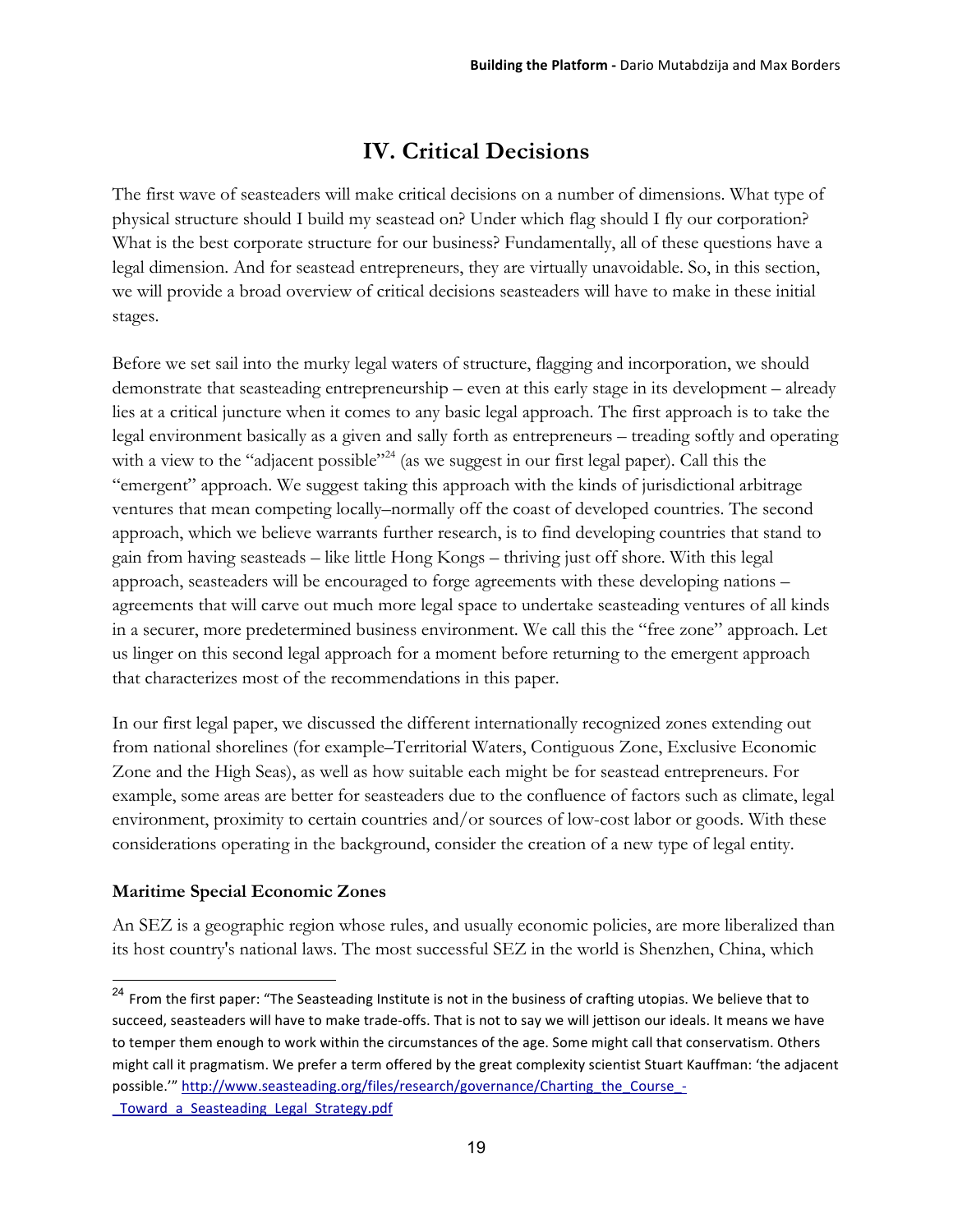# IV. Critical Decisions

The first wave of seasteaders will make critical decisions on a number of dimensions. What type of physical structure should I build my seastead on? Under which flag should I fly our corporation? What is the best corporate structure for our business? Fundamentally, all of these questions have a legal dimension. And for seastead entrepreneurs, they are virtually unavoidable. So, in this section, we will provide a broad overview of critical decisions seasteaders will have to make in these initial stages.

Before we set sail into the murky legal waters of structure, flagging and incorporation, we should demonstrate that seasteading entrepreneurship – even at this early stage in its development – already lies at a critical juncture when it comes to any basic legal approach. The first approach is to take the legal environment basically as a given and sally forth as entrepreneurs – treading softly and operating with a view to the "adjacent possible"[24] (as we suggest in our first legal paper). Call this the "emergent" approach. We suggest taking this approach with the kinds of jurisdictional arbitrage ventures that mean competing locally–normally off the coast of developed countries. The second approach, which we believe warrants further research, is to find developing countries that stand to gain from having seasteads – like little Hong Kongs – thriving just off shore. With this legal approach, seasteaders will be encouraged to forge agreements with these developing nations – agreements that will carve out much more legal space to undertake seasteading ventures of all kinds in a securer, more predetermined business environment. We call this the "free zone" approach. Let us linger on this second legal approach for a moment before returning to the emergent approach that characterizes most of the recommendations in this paper.

In our first legal paper, we discussed the different internationally recognized zones extending out from national shorelines (for example–Territorial Waters, Contiguous Zone, Exclusive Economic Zone and the High Seas), as well as how suitable each might be for seastead entrepreneurs. For example, some areas are better for seasteaders due to the confluence of factors such as climate, legal environment, proximity to certain countries and/or sources of low-cost labor or goods. With these considerations operating in the background, consider the creation of a new type of legal entity.

### Maritime Special Economic Zones

An SEZ is a geographic region whose rules, and usually economic policies, are more liberalized than its host country's national laws. The most successful SEZ in the world is Shenzhen, China, which

---

[24] From the first paper: "The Seasteading Institute is not in the business of crafting utopias. We believe that to succeed, seasteaders will have to make trade-offs. That is not to say we will jettison our ideals. It means we have to temper them enough to work within the circumstances of the age. Some might call that conservatism. Others might call it pragmatism. We prefer a term offered by the great complexity scientist Stuart Kauffman: 'the adjacent possible.'" http://www.seasteading.org/files/research/governance/Charting_the_Course_-_Toward_a_Seasteading_Legal_Strategy.pdf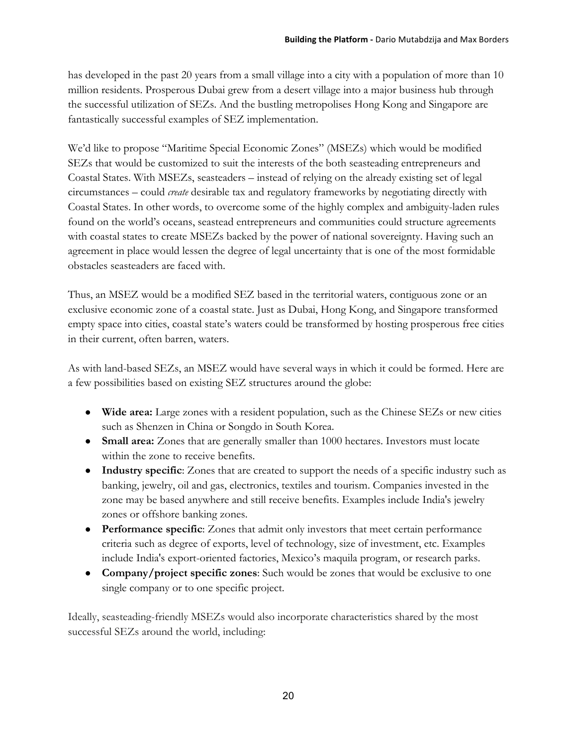has developed in the past 20 years from a small village into a city with a population of more than 10 million residents. Prosperous Dubai grew from a desert village into a major business hub through the successful utilization of SEZs. And the bustling metropolises Hong Kong and Singapore are fantastically successful examples of SEZ implementation.

We'd like to propose "Maritime Special Economic Zones" (MSEZs) which would be modified SEZs that would be customized to suit the interests of the both seasteading entrepreneurs and Coastal States. With MSEZs, seasteaders – instead of relying on the already existing set of legal circumstances – could *create* desirable tax and regulatory frameworks by negotiating directly with Coastal States. In other words, to overcome some of the highly complex and ambiguity-laden rules found on the world's oceans, seastead entrepreneurs and communities could structure agreements with coastal states to create MSEZs backed by the power of national sovereignty. Having such an agreement in place would lessen the degree of legal uncertainty that is one of the most formidable obstacles seasteaders are faced with.

Thus, an MSEZ would be a modified SEZ based in the territorial waters, contiguous zone or an exclusive economic zone of a coastal state. Just as Dubai, Hong Kong, and Singapore transformed empty space into cities, coastal state's waters could be transformed by hosting prosperous free cities in their current, often barren, waters.

As with land-based SEZs, an MSEZ would have several ways in which it could be formed. Here are a few possibilities based on existing SEZ structures around the globe:

- **Wide area:** Large zones with a resident population, such as the Chinese SEZs or new cities such as Shenzen in China or Songdo in South Korea.
- **Small area:** Zones that are generally smaller than 1000 hectares. Investors must locate within the zone to receive benefits.
- **Industry specific**: Zones that are created to support the needs of a specific industry such as banking, jewelry, oil and gas, electronics, textiles and tourism. Companies invested in the zone may be based anywhere and still receive benefits. Examples include India's jewelry zones or offshore banking zones.
- **Performance specific**: Zones that admit only investors that meet certain performance criteria such as degree of exports, level of technology, size of investment, etc. Examples include India's export-oriented factories, Mexico's maquila program, or research parks.
- **Company/project specific zones**: Such would be zones that would be exclusive to one single company or to one specific project.

Ideally, seasteading-friendly MSEZs would also incorporate characteristics shared by the most successful SEZs around the world, including: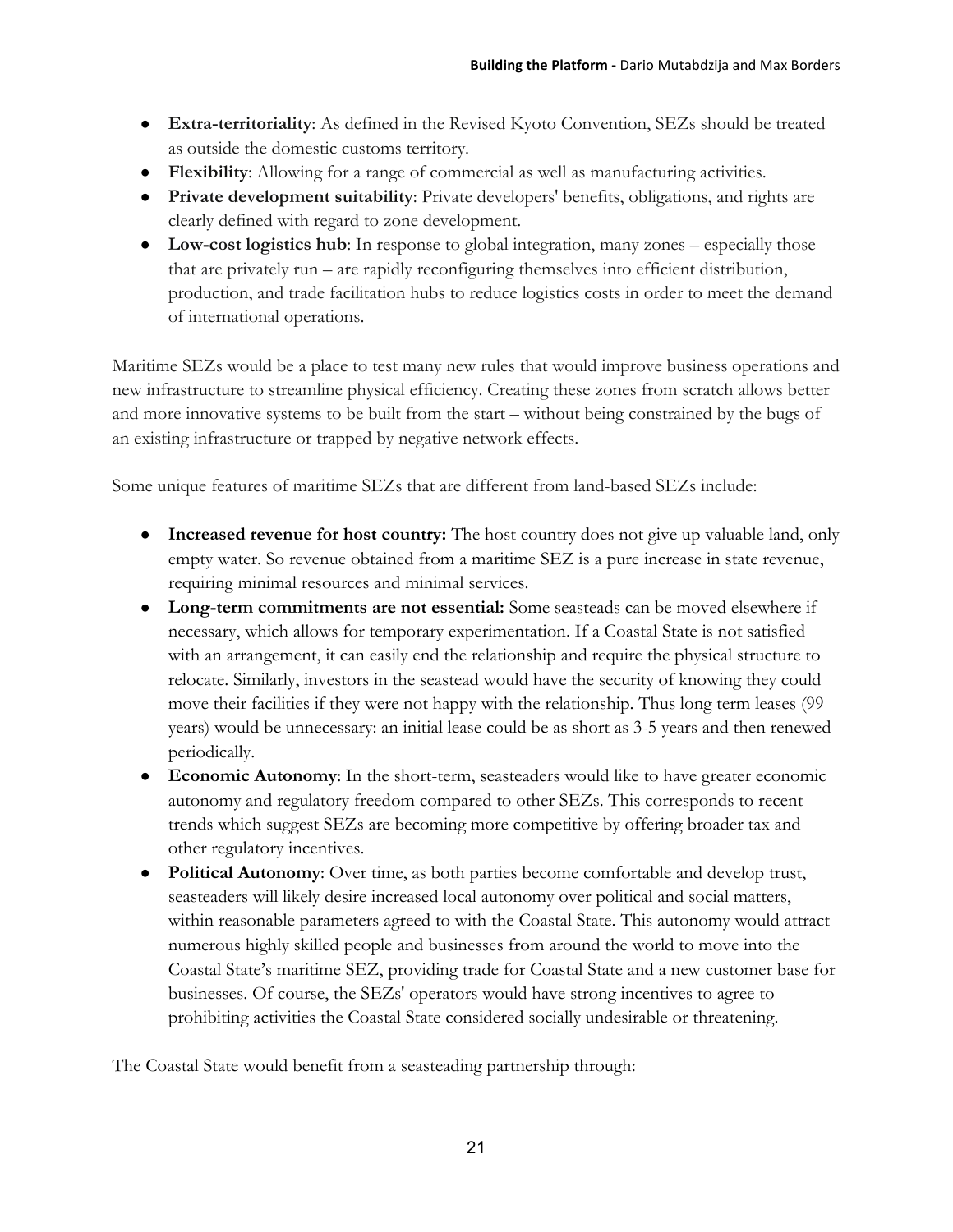- **Extra-territoriality**: As defined in the Revised Kyoto Convention, SEZs should be treated as outside the domestic customs territory.
- **Flexibility**: Allowing for a range of commercial as well as manufacturing activities.
- **Private development suitability**: Private developers' benefits, obligations, and rights are clearly defined with regard to zone development.
- **Low-cost logistics hub**: In response to global integration, many zones – especially those that are privately run – are rapidly reconfiguring themselves into efficient distribution, production, and trade facilitation hubs to reduce logistics costs in order to meet the demand of international operations.

Maritime SEZs would be a place to test many new rules that would improve business operations and new infrastructure to streamline physical efficiency. Creating these zones from scratch allows better and more innovative systems to be built from the start – without being constrained by the bugs of an existing infrastructure or trapped by negative network effects.

Some unique features of maritime SEZs that are different from land-based SEZs include:

- **Increased revenue for host country:** The host country does not give up valuable land, only empty water. So revenue obtained from a maritime SEZ is a pure increase in state revenue, requiring minimal resources and minimal services.
- **Long-term commitments are not essential:** Some seasteads can be moved elsewhere if necessary, which allows for temporary experimentation. If a Coastal State is not satisfied with an arrangement, it can easily end the relationship and require the physical structure to relocate. Similarly, investors in the seastead would have the security of knowing they could move their facilities if they were not happy with the relationship. Thus long term leases (99 years) would be unnecessary: an initial lease could be as short as 3-5 years and then renewed periodically.
- **Economic Autonomy**: In the short-term, seasteaders would like to have greater economic autonomy and regulatory freedom compared to other SEZs. This corresponds to recent trends which suggest SEZs are becoming more competitive by offering broader tax and other regulatory incentives.
- **Political Autonomy**: Over time, as both parties become comfortable and develop trust, seasteaders will likely desire increased local autonomy over political and social matters, within reasonable parameters agreed to with the Coastal State. This autonomy would attract numerous highly skilled people and businesses from around the world to move into the Coastal State's maritime SEZ, providing trade for Coastal State and a new customer base for businesses. Of course, the SEZs' operators would have strong incentives to agree to prohibiting activities the Coastal State considered socially undesirable or threatening.

The Coastal State would benefit from a seasteading partnership through: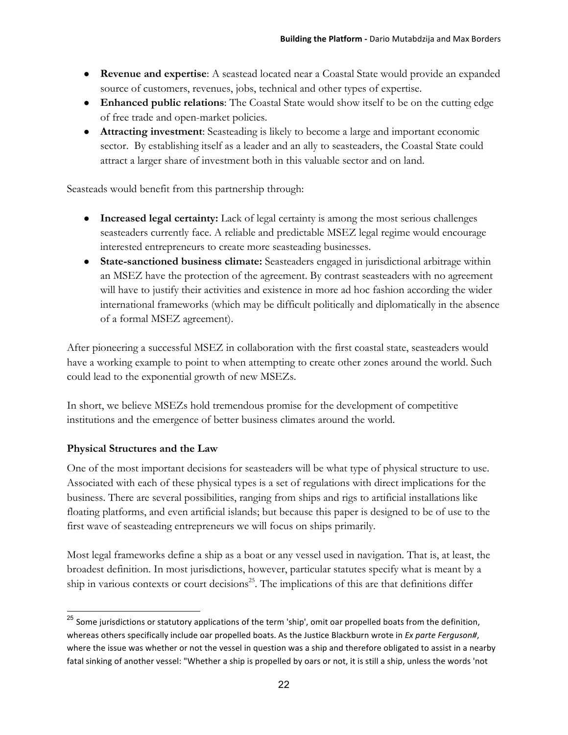- **Revenue and expertise**: A seastead located near a Coastal State would provide an expanded source of customers, revenues, jobs, technical and other types of expertise.
- **Enhanced public relations**: The Coastal State would show itself to be on the cutting edge of free trade and open-market policies.
- **Attracting investment**: Seasteading is likely to become a large and important economic sector. By establishing itself as a leader and an ally to seasteaders, the Coastal State could attract a larger share of investment both in this valuable sector and on land.

Seasteads would benefit from this partnership through:

- **Increased legal certainty:** Lack of legal certainty is among the most serious challenges seasteaders currently face. A reliable and predictable MSEZ legal regime would encourage interested entrepreneurs to create more seasteading businesses.
- **State-sanctioned business climate:** Seasteaders engaged in jurisdictional arbitrage within an MSEZ have the protection of the agreement. By contrast seasteaders with no agreement will have to justify their activities and existence in more ad hoc fashion according the wider international frameworks (which may be difficult politically and diplomatically in the absence of a formal MSEZ agreement).

After pioneering a successful MSEZ in collaboration with the first coastal state, seasteaders would have a working example to point to when attempting to create other zones around the world. Such could lead to the exponential growth of new MSEZs.

In short, we believe MSEZs hold tremendous promise for the development of competitive institutions and the emergence of better business climates around the world.

### Physical Structures and the Law

One of the most important decisions for seasteaders will be what type of physical structure to use. Associated with each of these physical types is a set of regulations with direct implications for the business. There are several possibilities, ranging from ships and rigs to artificial installations like floating platforms, and even artificial islands; but because this paper is designed to be of use to the first wave of seasteading entrepreneurs we will focus on ships primarily.

Most legal frameworks define a ship as a boat or any vessel used in navigation. That is, at least, the broadest definition. In most jurisdictions, however, particular statutes specify what is meant by a ship in various contexts or court decisions[25]. The implications of this are that definitions differ

[25] Some jurisdictions or statutory applications of the term 'ship', omit oar propelled boats from the definition, whereas others specifically include oar propelled boats. As the Justice Blackburn wrote in *Ex parte Ferguson#*, where the issue was whether or not the vessel in question was a ship and therefore obligated to assist in a nearby fatal sinking of another vessel: "Whether a ship is propelled by oars or not, it is still a ship, unless the words 'not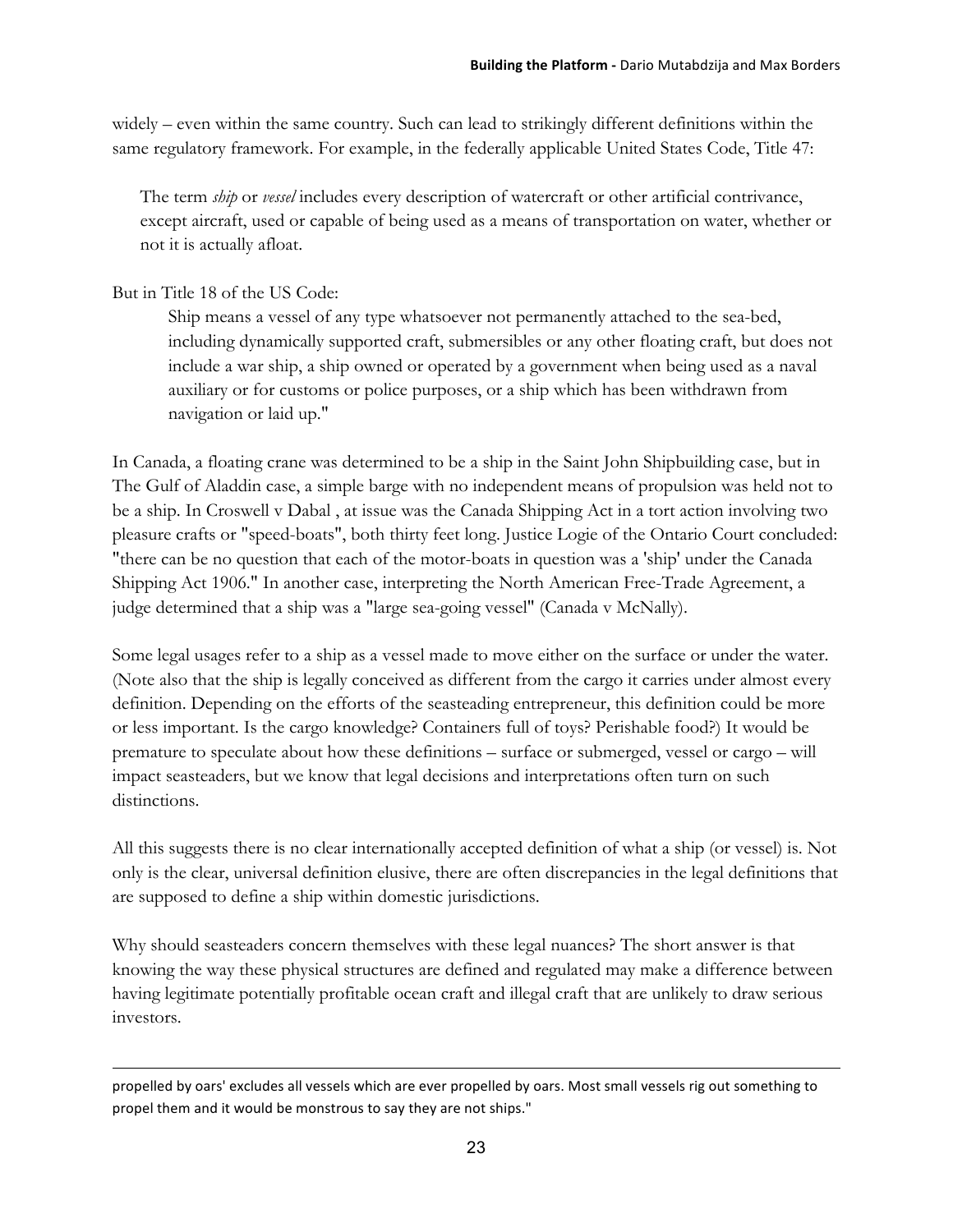widely – even within the same country. Such can lead to strikingly different definitions within the same regulatory framework. For example, in the federally applicable United States Code, Title 47:

> The term *ship* or *vessel* includes every description of watercraft or other artificial contrivance, except aircraft, used or capable of being used as a means of transportation on water, whether or not it is actually afloat.

But in Title 18 of the US Code:

> Ship means a vessel of any type whatsoever not permanently attached to the sea-bed, including dynamically supported craft, submersibles or any other floating craft, but does not include a war ship, a ship owned or operated by a government when being used as a naval auxiliary or for customs or police purposes, or a ship which has been withdrawn from navigation or laid up."

In Canada, a floating crane was determined to be a ship in the Saint John Shipbuilding case, but in The Gulf of Aladdin case, a simple barge with no independent means of propulsion was held not to be a ship. In Croswell v Dabal , at issue was the Canada Shipping Act in a tort action involving two pleasure crafts or "speed-boats", both thirty feet long. Justice Logie of the Ontario Court concluded: "there can be no question that each of the motor-boats in question was a 'ship' under the Canada Shipping Act 1906." In another case, interpreting the North American Free-Trade Agreement, a judge determined that a ship was a "large sea-going vessel" (Canada v McNally).

Some legal usages refer to a ship as a vessel made to move either on the surface or under the water. (Note also that the ship is legally conceived as different from the cargo it carries under almost every definition. Depending on the efforts of the seasteading entrepreneur, this definition could be more or less important. Is the cargo knowledge? Containers full of toys? Perishable food?) It would be premature to speculate about how these definitions – surface or submerged, vessel or cargo – will impact seasteaders, but we know that legal decisions and interpretations often turn on such distinctions.

All this suggests there is no clear internationally accepted definition of what a ship (or vessel) is. Not only is the clear, universal definition elusive, there are often discrepancies in the legal definitions that are supposed to define a ship within domestic jurisdictions.

Why should seasteaders concern themselves with these legal nuances? The short answer is that knowing the way these physical structures are defined and regulated may make a difference between having legitimate potentially profitable ocean craft and illegal craft that are unlikely to draw serious investors.

---

propelled by oars' excludes all vessels which are ever propelled by oars. Most small vessels rig out something to propel them and it would be monstrous to say they are not ships."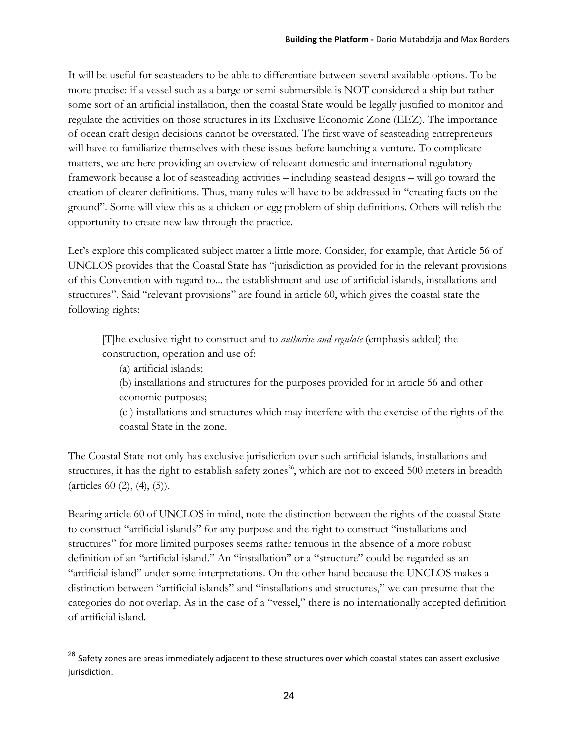It will be useful for seasteaders to be able to differentiate between several available options. To be more precise: if a vessel such as a barge or semi-submersible is NOT considered a ship but rather some sort of an artificial installation, then the coastal State would be legally justified to monitor and regulate the activities on those structures in its Exclusive Economic Zone (EEZ). The importance of ocean craft design decisions cannot be overstated. The first wave of seasteading entrepreneurs will have to familiarize themselves with these issues before launching a venture. To complicate matters, we are here providing an overview of relevant domestic and international regulatory framework because a lot of seasteading activities – including seastead designs – will go toward the creation of clearer definitions. Thus, many rules will have to be addressed in "creating facts on the ground". Some will view this as a chicken-or-egg problem of ship definitions. Others will relish the opportunity to create new law through the practice.

Let's explore this complicated subject matter a little more. Consider, for example, that Article 56 of UNCLOS provides that the Coastal State has "jurisdiction as provided for in the relevant provisions of this Convention with regard to... the establishment and use of artificial islands, installations and structures". Said "relevant provisions" are found in article 60, which gives the coastal state the following rights:

> [T]he exclusive right to construct and to *authorise and regulate* (emphasis added) the construction, operation and use of:
>
> (a) artificial islands;
>
> (b) installations and structures for the purposes provided for in article 56 and other economic purposes;
>
> (c ) installations and structures which may interfere with the exercise of the rights of the coastal State in the zone.

The Coastal State not only has exclusive jurisdiction over such artificial islands, installations and structures, it has the right to establish safety zones[26], which are not to exceed 500 meters in breadth (articles 60 (2), (4), (5)).

Bearing article 60 of UNCLOS in mind, note the distinction between the rights of the coastal State to construct "artificial islands" for any purpose and the right to construct "installations and structures" for more limited purposes seems rather tenuous in the absence of a more robust definition of an "artificial island." An "installation" or a "structure" could be regarded as an "artificial island" under some interpretations. On the other hand because the UNCLOS makes a distinction between "artificial islands" and "installations and structures," we can presume that the categories do not overlap. As in the case of a "vessel," there is no internationally accepted definition of artificial island.

[26] Safety zones are areas immediately adjacent to these structures over which coastal states can assert exclusive jurisdiction.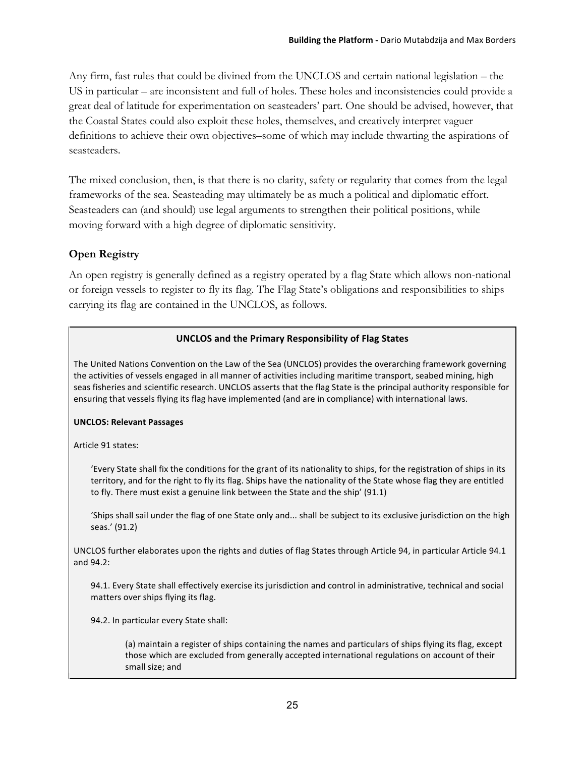Any firm, fast rules that could be divined from the UNCLOS and certain national legislation – the US in particular – are inconsistent and full of holes. These holes and inconsistencies could provide a great deal of latitude for experimentation on seasteaders' part. One should be advised, however, that the Coastal States could also exploit these holes, themselves, and creatively interpret vaguer definitions to achieve their own objectives–some of which may include thwarting the aspirations of seasteaders.

The mixed conclusion, then, is that there is no clarity, safety or regularity that comes from the legal frameworks of the sea. Seasteading may ultimately be as much a political and diplomatic effort. Seasteaders can (and should) use legal arguments to strengthen their political positions, while moving forward with a high degree of diplomatic sensitivity.

### Open Registry

An open registry is generally defined as a registry operated by a flag State which allows non-national or foreign vessels to register to fly its flag. The Flag State's obligations and responsibilities to ships carrying its flag are contained in the UNCLOS, as follows.

**UNCLOS and the Primary Responsibility of Flag States**

The United Nations Convention on the Law of the Sea (UNCLOS) provides the overarching framework governing the activities of vessels engaged in all manner of activities including maritime transport, seabed mining, high seas fisheries and scientific research. UNCLOS asserts that the flag State is the principal authority responsible for ensuring that vessels flying its flag have implemented (and are in compliance) with international laws.

**UNCLOS: Relevant Passages**

Article 91 states:

> 'Every State shall fix the conditions for the grant of its nationality to ships, for the registration of ships in its territory, and for the right to fly its flag. Ships have the nationality of the State whose flag they are entitled to fly. There must exist a genuine link between the State and the ship' (91.1)
>
> 'Ships shall sail under the flag of one State only and... shall be subject to its exclusive jurisdiction on the high seas.' (91.2)

UNCLOS further elaborates upon the rights and duties of flag States through Article 94, in particular Article 94.1 and 94.2:

> 94.1. Every State shall effectively exercise its jurisdiction and control in administrative, technical and social matters over ships flying its flag.
>
> 94.2. In particular every State shall:
>
>> (a) maintain a register of ships containing the names and particulars of ships flying its flag, except those which are excluded from generally accepted international regulations on account of their small size; and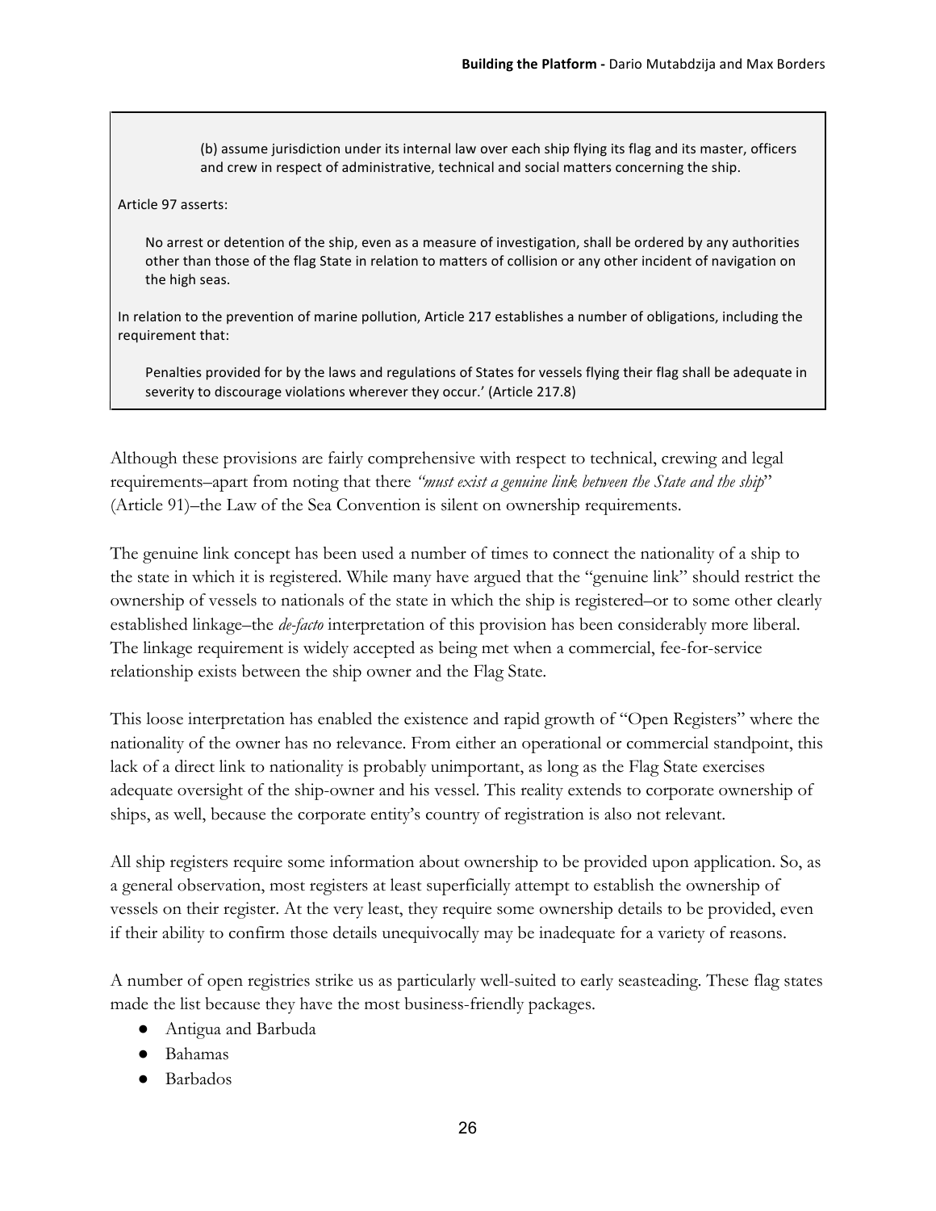> (b) assume jurisdiction under its internal law over each ship flying its flag and its master, officers and crew in respect of administrative, technical and social matters concerning the ship.
>
> Article 97 asserts:
>
> No arrest or detention of the ship, even as a measure of investigation, shall be ordered by any authorities other than those of the flag State in relation to matters of collision or any other incident of navigation on the high seas.
>
> In relation to the prevention of marine pollution, Article 217 establishes a number of obligations, including the requirement that:
>
> Penalties provided for by the laws and regulations of States for vessels flying their flag shall be adequate in severity to discourage violations wherever they occur.' (Article 217.8)

Although these provisions are fairly comprehensive with respect to technical, crewing and legal requirements–apart from noting that there *"must exist a genuine link between the State and the ship*" (Article 91)–the Law of the Sea Convention is silent on ownership requirements.

The genuine link concept has been used a number of times to connect the nationality of a ship to the state in which it is registered. While many have argued that the "genuine link" should restrict the ownership of vessels to nationals of the state in which the ship is registered–or to some other clearly established linkage–the *de-facto* interpretation of this provision has been considerably more liberal. The linkage requirement is widely accepted as being met when a commercial, fee-for-service relationship exists between the ship owner and the Flag State.

This loose interpretation has enabled the existence and rapid growth of "Open Registers" where the nationality of the owner has no relevance. From either an operational or commercial standpoint, this lack of a direct link to nationality is probably unimportant, as long as the Flag State exercises adequate oversight of the ship-owner and his vessel. This reality extends to corporate ownership of ships, as well, because the corporate entity's country of registration is also not relevant.

All ship registers require some information about ownership to be provided upon application. So, as a general observation, most registers at least superficially attempt to establish the ownership of vessels on their register. At the very least, they require some ownership details to be provided, even if their ability to confirm those details unequivocally may be inadequate for a variety of reasons.

A number of open registries strike us as particularly well-suited to early seasteading. These flag states made the list because they have the most business-friendly packages.

- Antigua and Barbuda
- Bahamas
- Barbados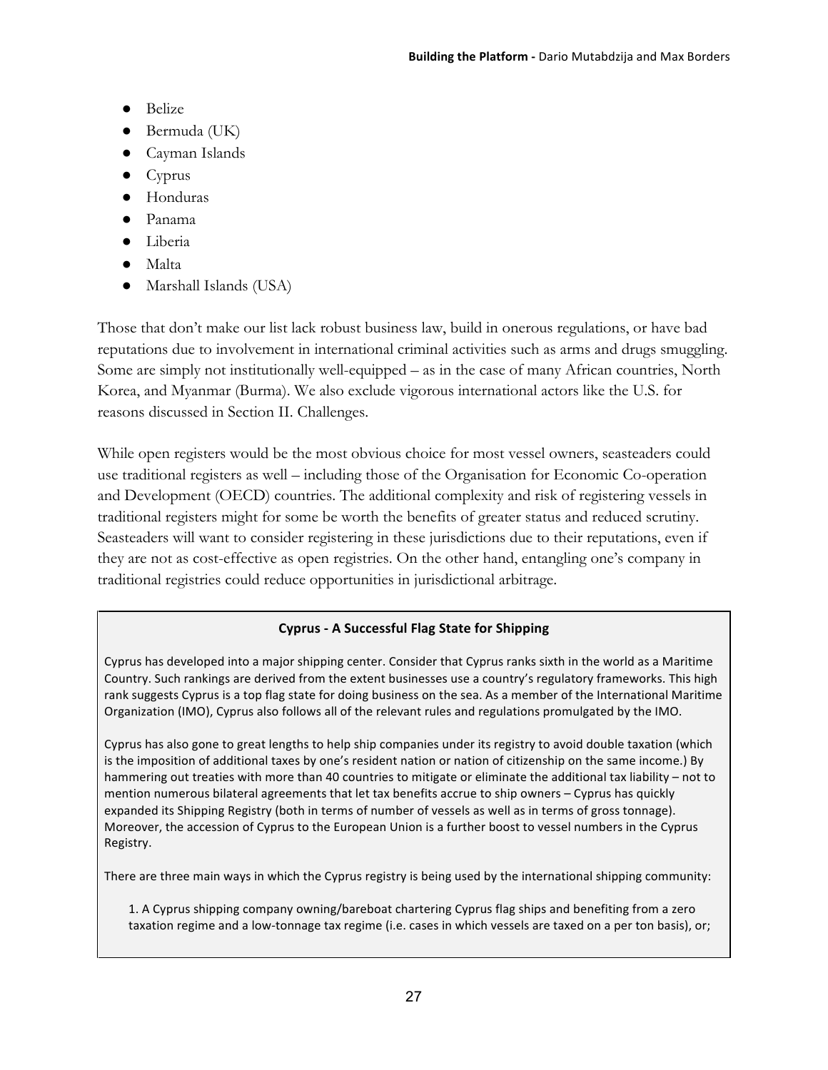- Belize
- Bermuda (UK)
- Cayman Islands
- Cyprus
- Honduras
- Panama
- Liberia
- Malta
- Marshall Islands (USA)

Those that don't make our list lack robust business law, build in onerous regulations, or have bad reputations due to involvement in international criminal activities such as arms and drugs smuggling. Some are simply not institutionally well-equipped – as in the case of many African countries, North Korea, and Myanmar (Burma). We also exclude vigorous international actors like the U.S. for reasons discussed in Section II. Challenges.

While open registers would be the most obvious choice for most vessel owners, seasteaders could use traditional registers as well – including those of the Organisation for Economic Co-operation and Development (OECD) countries. The additional complexity and risk of registering vessels in traditional registers might for some be worth the benefits of greater status and reduced scrutiny. Seasteaders will want to consider registering in these jurisdictions due to their reputations, even if they are not as cost-effective as open registries. On the other hand, entangling one's company in traditional registries could reduce opportunities in jurisdictional arbitrage.

**Cyprus - A Successful Flag State for Shipping**

Cyprus has developed into a major shipping center. Consider that Cyprus ranks sixth in the world as a Maritime Country. Such rankings are derived from the extent businesses use a country's regulatory frameworks. This high rank suggests Cyprus is a top flag state for doing business on the sea. As a member of the International Maritime Organization (IMO), Cyprus also follows all of the relevant rules and regulations promulgated by the IMO.

Cyprus has also gone to great lengths to help ship companies under its registry to avoid double taxation (which is the imposition of additional taxes by one's resident nation or nation of citizenship on the same income.) By hammering out treaties with more than 40 countries to mitigate or eliminate the additional tax liability – not to mention numerous bilateral agreements that let tax benefits accrue to ship owners – Cyprus has quickly expanded its Shipping Registry (both in terms of number of vessels as well as in terms of gross tonnage). Moreover, the accession of Cyprus to the European Union is a further boost to vessel numbers in the Cyprus Registry.

There are three main ways in which the Cyprus registry is being used by the international shipping community:

1. A Cyprus shipping company owning/bareboat chartering Cyprus flag ships and benefiting from a zero taxation regime and a low-tonnage tax regime (i.e. cases in which vessels are taxed on a per ton basis), or;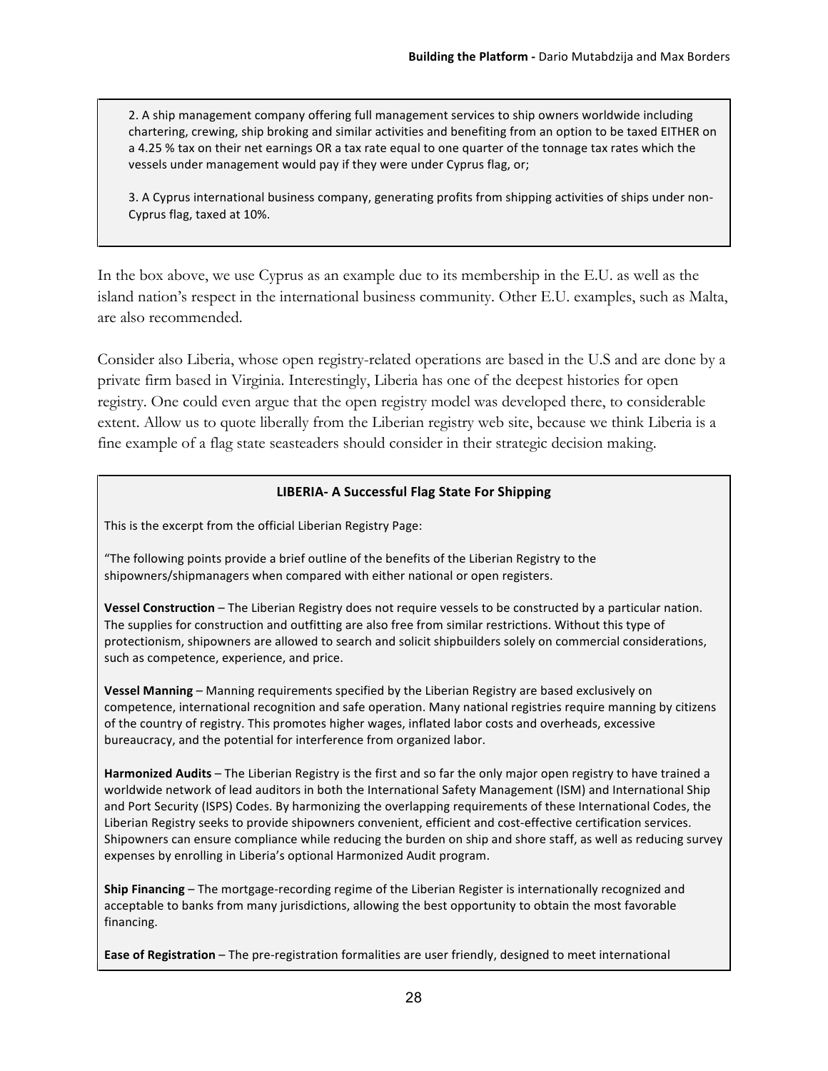2. A ship management company offering full management services to ship owners worldwide including chartering, crewing, ship broking and similar activities and benefiting from an option to be taxed EITHER on a 4.25 % tax on their net earnings OR a tax rate equal to one quarter of the tonnage tax rates which the vessels under management would pay if they were under Cyprus flag, or;

3. A Cyprus international business company, generating profits from shipping activities of ships under non-Cyprus flag, taxed at 10%.

In the box above, we use Cyprus as an example due to its membership in the E.U. as well as the island nation's respect in the international business community. Other E.U. examples, such as Malta, are also recommended.

Consider also Liberia, whose open registry-related operations are based in the U.S and are done by a private firm based in Virginia. Interestingly, Liberia has one of the deepest histories for open registry. One could even argue that the open registry model was developed there, to considerable extent. Allow us to quote liberally from the Liberian registry web site, because we think Liberia is a fine example of a flag state seasteaders should consider in their strategic decision making.

**LIBERIA- A Successful Flag State For Shipping**

This is the excerpt from the official Liberian Registry Page:

"The following points provide a brief outline of the benefits of the Liberian Registry to the shipowners/shipmanagers when compared with either national or open registers.

**Vessel Construction** – The Liberian Registry does not require vessels to be constructed by a particular nation. The supplies for construction and outfitting are also free from similar restrictions. Without this type of protectionism, shipowners are allowed to search and solicit shipbuilders solely on commercial considerations, such as competence, experience, and price.

**Vessel Manning** – Manning requirements specified by the Liberian Registry are based exclusively on competence, international recognition and safe operation. Many national registries require manning by citizens of the country of registry. This promotes higher wages, inflated labor costs and overheads, excessive bureaucracy, and the potential for interference from organized labor.

**Harmonized Audits** – The Liberian Registry is the first and so far the only major open registry to have trained a worldwide network of lead auditors in both the International Safety Management (ISM) and International Ship and Port Security (ISPS) Codes. By harmonizing the overlapping requirements of these International Codes, the Liberian Registry seeks to provide shipowners convenient, efficient and cost-effective certification services. Shipowners can ensure compliance while reducing the burden on ship and shore staff, as well as reducing survey expenses by enrolling in Liberia's optional Harmonized Audit program.

**Ship Financing** – The mortgage-recording regime of the Liberian Register is internationally recognized and acceptable to banks from many jurisdictions, allowing the best opportunity to obtain the most favorable financing.

**Ease of Registration** – The pre-registration formalities are user friendly, designed to meet international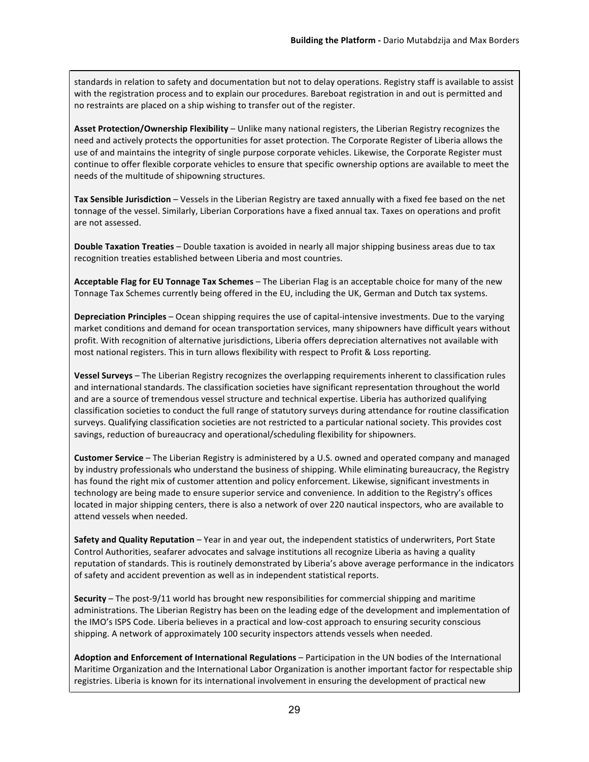standards in relation to safety and documentation but not to delay operations. Registry staff is available to assist with the registration process and to explain our procedures. Bareboat registration in and out is permitted and no restraints are placed on a ship wishing to transfer out of the register.

**Asset Protection/Ownership Flexibility** – Unlike many national registers, the Liberian Registry recognizes the need and actively protects the opportunities for asset protection. The Corporate Register of Liberia allows the use of and maintains the integrity of single purpose corporate vehicles. Likewise, the Corporate Register must continue to offer flexible corporate vehicles to ensure that specific ownership options are available to meet the needs of the multitude of shipowning structures.

**Tax Sensible Jurisdiction** – Vessels in the Liberian Registry are taxed annually with a fixed fee based on the net tonnage of the vessel. Similarly, Liberian Corporations have a fixed annual tax. Taxes on operations and profit are not assessed.

**Double Taxation Treaties** – Double taxation is avoided in nearly all major shipping business areas due to tax recognition treaties established between Liberia and most countries.

**Acceptable Flag for EU Tonnage Tax Schemes** – The Liberian Flag is an acceptable choice for many of the new Tonnage Tax Schemes currently being offered in the EU, including the UK, German and Dutch tax systems.

**Depreciation Principles** – Ocean shipping requires the use of capital-intensive investments. Due to the varying market conditions and demand for ocean transportation services, many shipowners have difficult years without profit. With recognition of alternative jurisdictions, Liberia offers depreciation alternatives not available with most national registers. This in turn allows flexibility with respect to Profit & Loss reporting.

**Vessel Surveys** – The Liberian Registry recognizes the overlapping requirements inherent to classification rules and international standards. The classification societies have significant representation throughout the world and are a source of tremendous vessel structure and technical expertise. Liberia has authorized qualifying classification societies to conduct the full range of statutory surveys during attendance for routine classification surveys. Qualifying classification societies are not restricted to a particular national society. This provides cost savings, reduction of bureaucracy and operational/scheduling flexibility for shipowners.

**Customer Service** – The Liberian Registry is administered by a U.S. owned and operated company and managed by industry professionals who understand the business of shipping. While eliminating bureaucracy, the Registry has found the right mix of customer attention and policy enforcement. Likewise, significant investments in technology are being made to ensure superior service and convenience. In addition to the Registry's offices located in major shipping centers, there is also a network of over 220 nautical inspectors, who are available to attend vessels when needed.

**Safety and Quality Reputation** – Year in and year out, the independent statistics of underwriters, Port State Control Authorities, seafarer advocates and salvage institutions all recognize Liberia as having a quality reputation of standards. This is routinely demonstrated by Liberia's above average performance in the indicators of safety and accident prevention as well as in independent statistical reports.

**Security** – The post-9/11 world has brought new responsibilities for commercial shipping and maritime administrations. The Liberian Registry has been on the leading edge of the development and implementation of the IMO's ISPS Code. Liberia believes in a practical and low-cost approach to ensuring security conscious shipping. A network of approximately 100 security inspectors attends vessels when needed.

**Adoption and Enforcement of International Regulations** – Participation in the UN bodies of the International Maritime Organization and the International Labor Organization is another important factor for respectable ship registries. Liberia is known for its international involvement in ensuring the development of practical new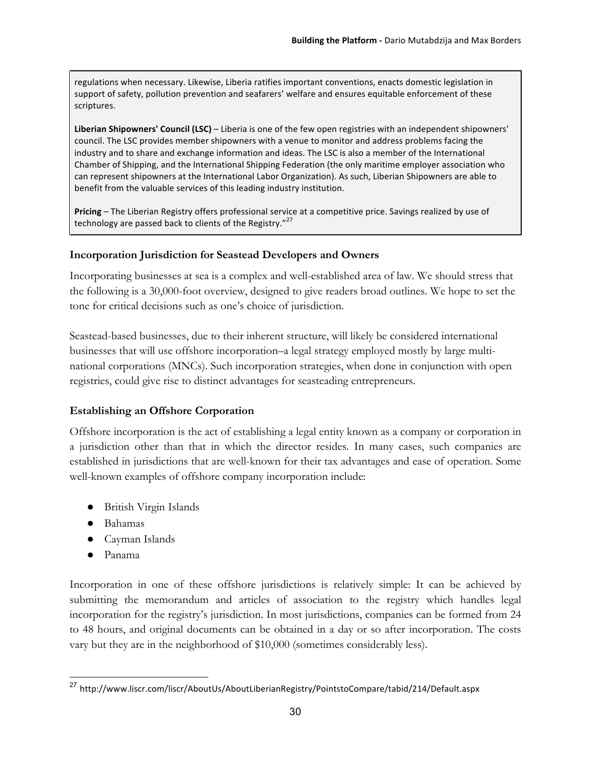regulations when necessary. Likewise, Liberia ratifies important conventions, enacts domestic legislation in support of safety, pollution prevention and seafarers' welfare and ensures equitable enforcement of these scriptures.

**Liberian Shipowners' Council (LSC)** – Liberia is one of the few open registries with an independent shipowners' council. The LSC provides member shipowners with a venue to monitor and address problems facing the industry and to share and exchange information and ideas. The LSC is also a member of the International Chamber of Shipping, and the International Shipping Federation (the only maritime employer association who can represent shipowners at the International Labor Organization). As such, Liberian Shipowners are able to benefit from the valuable services of this leading industry institution.

**Pricing** – The Liberian Registry offers professional service at a competitive price. Savings realized by use of technology are passed back to clients of the Registry."[27]

### Incorporation Jurisdiction for Seastead Developers and Owners

Incorporating businesses at sea is a complex and well-established area of law. We should stress that the following is a 30,000-foot overview, designed to give readers broad outlines. We hope to set the tone for critical decisions such as one's choice of jurisdiction.

Seastead-based businesses, due to their inherent structure, will likely be considered international businesses that will use offshore incorporation–a legal strategy employed mostly by large multi-national corporations (MNCs). Such incorporation strategies, when done in conjunction with open registries, could give rise to distinct advantages for seasteading entrepreneurs.

### Establishing an Offshore Corporation

Offshore incorporation is the act of establishing a legal entity known as a company or corporation in a jurisdiction other than that in which the director resides. In many cases, such companies are established in jurisdictions that are well-known for their tax advantages and ease of operation. Some well-known examples of offshore company incorporation include:

- British Virgin Islands
- Bahamas
- Cayman Islands
- Panama

Incorporation in one of these offshore jurisdictions is relatively simple: It can be achieved by submitting the memorandum and articles of association to the registry which handles legal incorporation for the registry's jurisdiction. In most jurisdictions, companies can be formed from 24 to 48 hours, and original documents can be obtained in a day or so after incorporation. The costs vary but they are in the neighborhood of $10,000 (sometimes considerably less).

[27] http://www.liscr.com/liscr/AboutUs/AboutLiberianRegistry/PointstoCompare/tabid/214/Default.aspx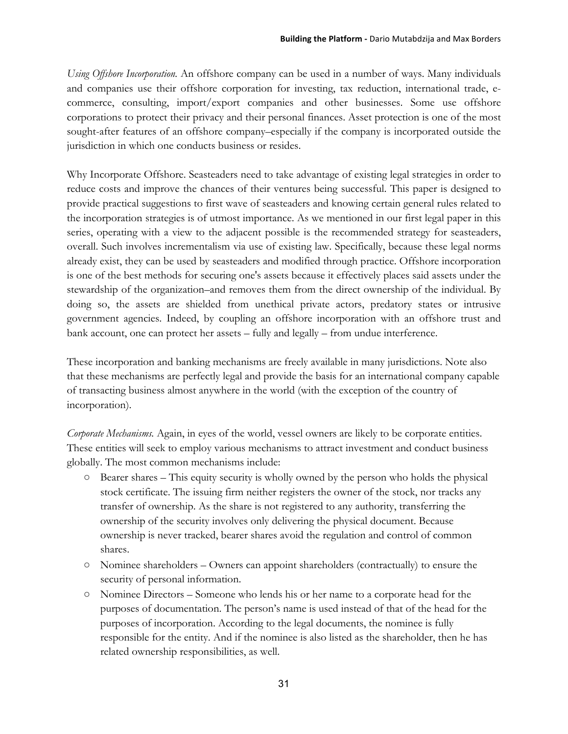*Using Offshore Incorporation.* An offshore company can be used in a number of ways. Many individuals and companies use their offshore corporation for investing, tax reduction, international trade, e-commerce, consulting, import/export companies and other businesses. Some use offshore corporations to protect their privacy and their personal finances. Asset protection is one of the most sought-after features of an offshore company–especially if the company is incorporated outside the jurisdiction in which one conducts business or resides.

Why Incorporate Offshore. Seasteaders need to take advantage of existing legal strategies in order to reduce costs and improve the chances of their ventures being successful. This paper is designed to provide practical suggestions to first wave of seasteaders and knowing certain general rules related to the incorporation strategies is of utmost importance. As we mentioned in our first legal paper in this series, operating with a view to the adjacent possible is the recommended strategy for seasteaders, overall. Such involves incrementalism via use of existing law. Specifically, because these legal norms already exist, they can be used by seasteaders and modified through practice. Offshore incorporation is one of the best methods for securing one's assets because it effectively places said assets under the stewardship of the organization–and removes them from the direct ownership of the individual. By doing so, the assets are shielded from unethical private actors, predatory states or intrusive government agencies. Indeed, by coupling an offshore incorporation with an offshore trust and bank account, one can protect her assets – fully and legally – from undue interference.

These incorporation and banking mechanisms are freely available in many jurisdictions. Note also that these mechanisms are perfectly legal and provide the basis for an international company capable of transacting business almost anywhere in the world (with the exception of the country of incorporation).

*Corporate Mechanisms.* Again, in eyes of the world, vessel owners are likely to be corporate entities. These entities will seek to employ various mechanisms to attract investment and conduct business globally. The most common mechanisms include:

- Bearer shares – This equity security is wholly owned by the person who holds the physical stock certificate. The issuing firm neither registers the owner of the stock, nor tracks any transfer of ownership. As the share is not registered to any authority, transferring the ownership of the security involves only delivering the physical document. Because ownership is never tracked, bearer shares avoid the regulation and control of common shares.
- Nominee shareholders – Owners can appoint shareholders (contractually) to ensure the security of personal information.
- Nominee Directors – Someone who lends his or her name to a corporate head for the purposes of documentation. The person's name is used instead of that of the head for the purposes of incorporation. According to the legal documents, the nominee is fully responsible for the entity. And if the nominee is also listed as the shareholder, then he has related ownership responsibilities, as well.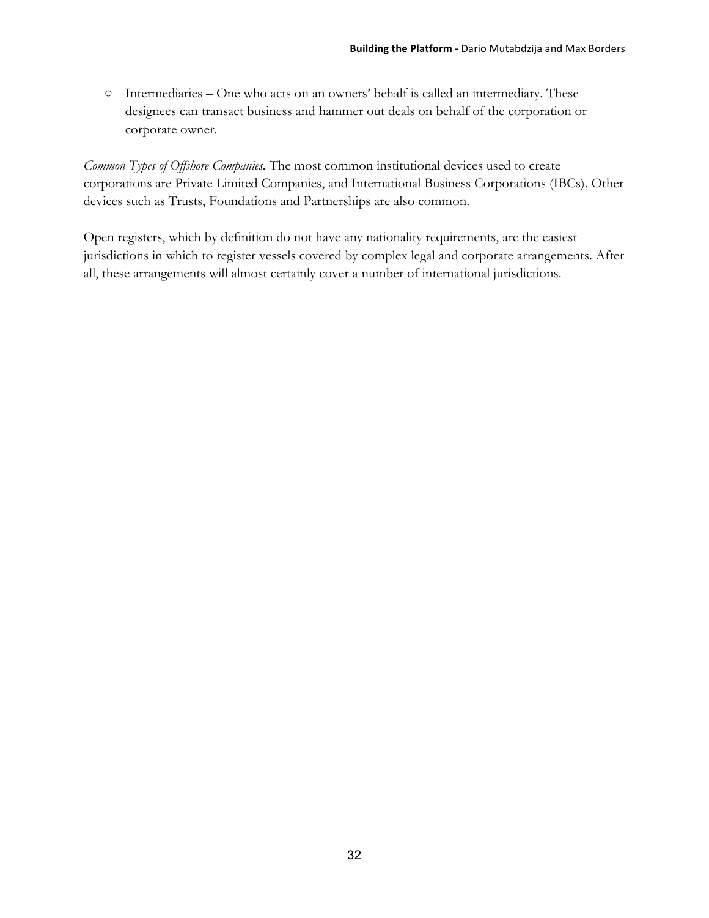- Intermediaries – One who acts on an owners' behalf is called an intermediary. These designees can transact business and hammer out deals on behalf of the corporation or corporate owner.

*Common Types of Offshore Companies.* The most common institutional devices used to create corporations are Private Limited Companies, and International Business Corporations (IBCs). Other devices such as Trusts, Foundations and Partnerships are also common.

Open registers, which by definition do not have any nationality requirements, are the easiest jurisdictions in which to register vessels covered by complex legal and corporate arrangements. After all, these arrangements will almost certainly cover a number of international jurisdictions.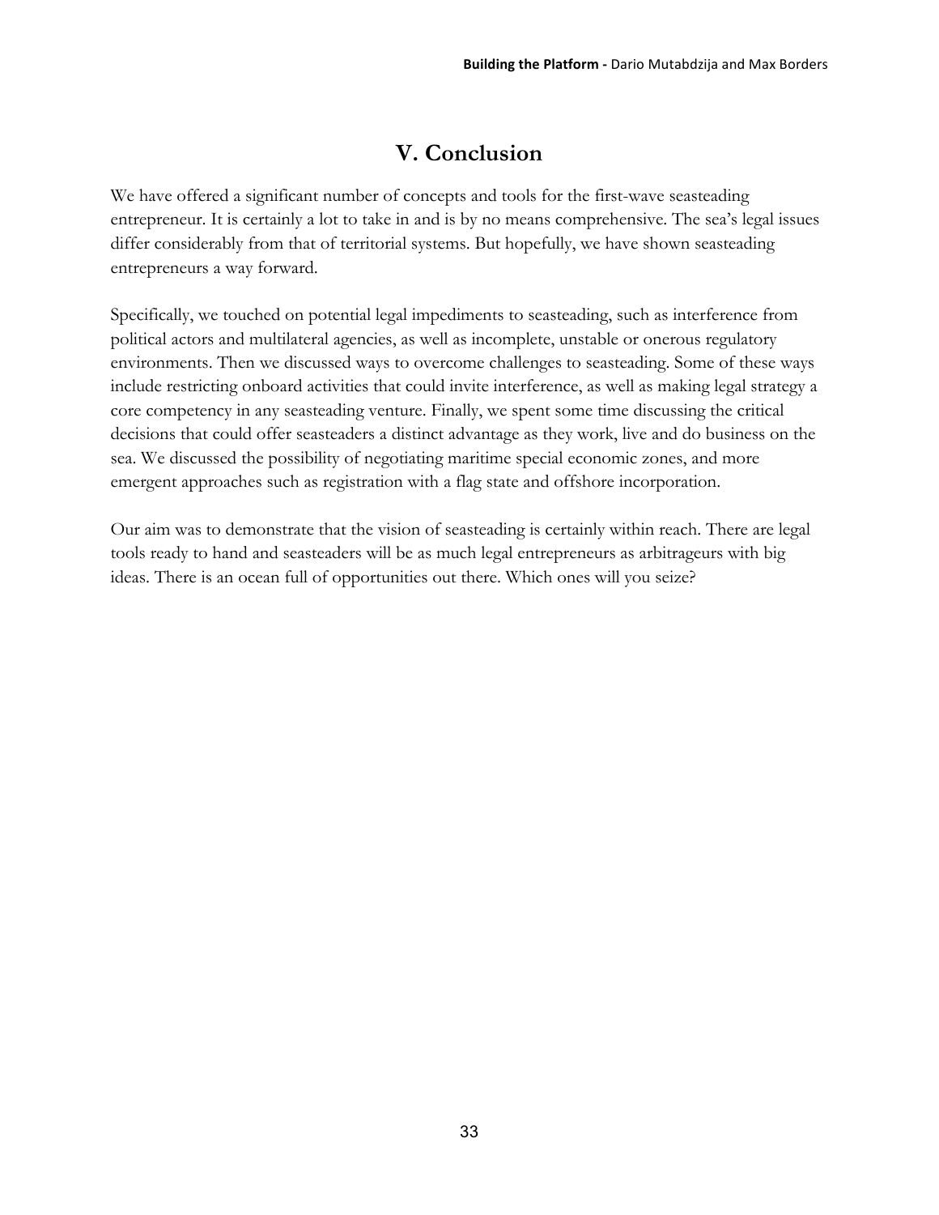## V. Conclusion

We have offered a significant number of concepts and tools for the first-wave seasteading entrepreneur. It is certainly a lot to take in and is by no means comprehensive. The sea's legal issues differ considerably from that of territorial systems. But hopefully, we have shown seasteading entrepreneurs a way forward.

Specifically, we touched on potential legal impediments to seasteading, such as interference from political actors and multilateral agencies, as well as incomplete, unstable or onerous regulatory environments. Then we discussed ways to overcome challenges to seasteading. Some of these ways include restricting onboard activities that could invite interference, as well as making legal strategy a core competency in any seasteading venture. Finally, we spent some time discussing the critical decisions that could offer seasteaders a distinct advantage as they work, live and do business on the sea. We discussed the possibility of negotiating maritime special economic zones, and more emergent approaches such as registration with a flag state and offshore incorporation.

Our aim was to demonstrate that the vision of seasteading is certainly within reach. There are legal tools ready to hand and seasteaders will be as much legal entrepreneurs as arbitrageurs with big ideas. There is an ocean full of opportunities out there. Which ones will you seize?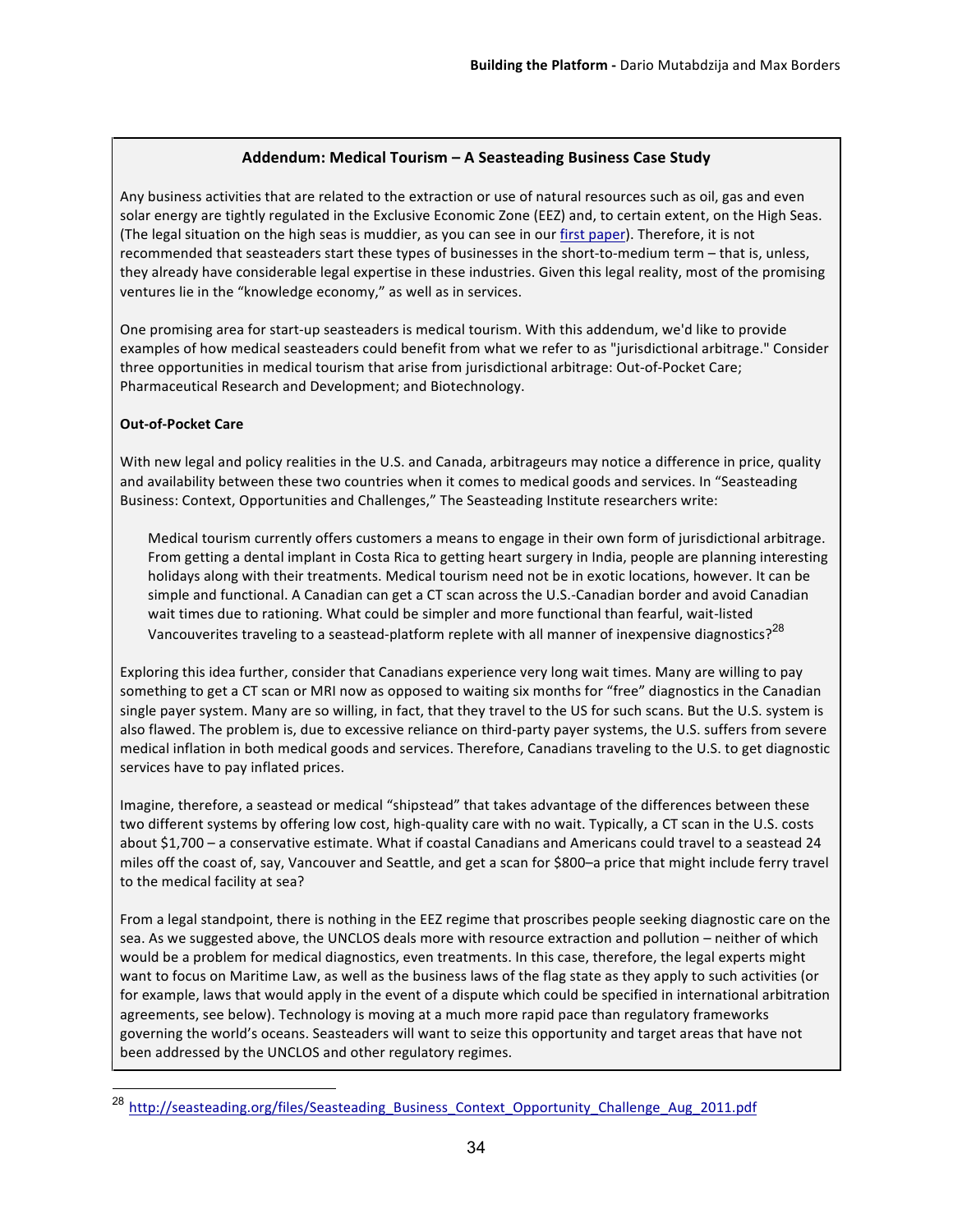## Addendum: Medical Tourism – A Seasteading Business Case Study

Any business activities that are related to the extraction or use of natural resources such as oil, gas and even solar energy are tightly regulated in the Exclusive Economic Zone (EEZ) and, to certain extent, on the High Seas. (The legal situation on the high seas is muddier, as you can see in our first paper). Therefore, it is not recommended that seasteaders start these types of businesses in the short-to-medium term – that is, unless, they already have considerable legal expertise in these industries. Given this legal reality, most of the promising ventures lie in the "knowledge economy," as well as in services.

One promising area for start-up seasteaders is medical tourism. With this addendum, we'd like to provide examples of how medical seasteaders could benefit from what we refer to as "jurisdictional arbitrage." Consider three opportunities in medical tourism that arise from jurisdictional arbitrage: Out-of-Pocket Care; Pharmaceutical Research and Development; and Biotechnology.

**Out-of-Pocket Care**

With new legal and policy realities in the U.S. and Canada, arbitrageurs may notice a difference in price, quality and availability between these two countries when it comes to medical goods and services. In "Seasteading Business: Context, Opportunities and Challenges," The Seasteading Institute researchers write:

> Medical tourism currently offers customers a means to engage in their own form of jurisdictional arbitrage. From getting a dental implant in Costa Rica to getting heart surgery in India, people are planning interesting holidays along with their treatments. Medical tourism need not be in exotic locations, however. It can be simple and functional. A Canadian can get a CT scan across the U.S.-Canadian border and avoid Canadian wait times due to rationing. What could be simpler and more functional than fearful, wait-listed Vancouverites traveling to a seastead-platform replete with all manner of inexpensive diagnostics?[28]

Exploring this idea further, consider that Canadians experience very long wait times. Many are willing to pay something to get a CT scan or MRI now as opposed to waiting six months for "free" diagnostics in the Canadian single payer system. Many are so willing, in fact, that they travel to the US for such scans. But the U.S. system is also flawed. The problem is, due to excessive reliance on third-party payer systems, the U.S. suffers from severe medical inflation in both medical goods and services. Therefore, Canadians traveling to the U.S. to get diagnostic services have to pay inflated prices.

Imagine, therefore, a seastead or medical "shipstead" that takes advantage of the differences between these two different systems by offering low cost, high-quality care with no wait. Typically, a CT scan in the U.S. costs about $1,700 – a conservative estimate. What if coastal Canadians and Americans could travel to a seastead 24 miles off the coast of, say, Vancouver and Seattle, and get a scan for $800–a price that might include ferry travel to the medical facility at sea?

From a legal standpoint, there is nothing in the EEZ regime that proscribes people seeking diagnostic care on the sea. As we suggested above, the UNCLOS deals more with resource extraction and pollution – neither of which would be a problem for medical diagnostics, even treatments. In this case, therefore, the legal experts might want to focus on Maritime Law, as well as the business laws of the flag state as they apply to such activities (or for example, laws that would apply in the event of a dispute which could be specified in international arbitration agreements, see below). Technology is moving at a much more rapid pace than regulatory frameworks governing the world's oceans. Seasteaders will want to seize this opportunity and target areas that have not been addressed by the UNCLOS and other regulatory regimes.

---

[28] http://seasteading.org/files/Seasteading_Business_Context_Opportunity_Challenge_Aug_2011.pdf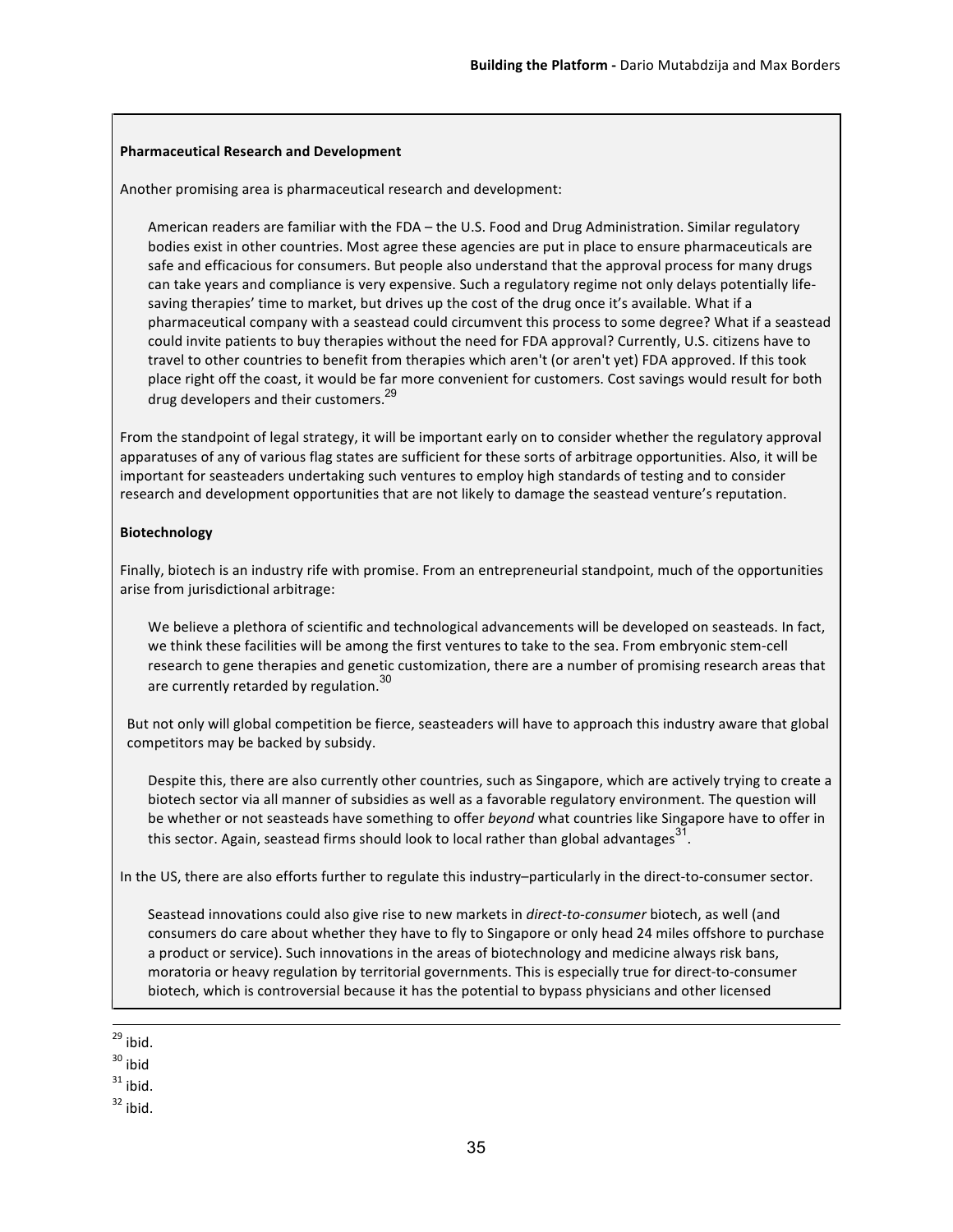**Pharmaceutical Research and Development**

Another promising area is pharmaceutical research and development:

> American readers are familiar with the FDA – the U.S. Food and Drug Administration. Similar regulatory bodies exist in other countries. Most agree these agencies are put in place to ensure pharmaceuticals are safe and efficacious for consumers. But people also understand that the approval process for many drugs can take years and compliance is very expensive. Such a regulatory regime not only delays potentially life-saving therapies' time to market, but drives up the cost of the drug once it's available. What if a pharmaceutical company with a seastead could circumvent this process to some degree? What if a seastead could invite patients to buy therapies without the need for FDA approval? Currently, U.S. citizens have to travel to other countries to benefit from therapies which aren't (or aren't yet) FDA approved. If this took place right off the coast, it would be far more convenient for customers. Cost savings would result for both drug developers and their customers.[29]

From the standpoint of legal strategy, it will be important early on to consider whether the regulatory approval apparatuses of any of various flag states are sufficient for these sorts of arbitrage opportunities. Also, it will be important for seasteaders undertaking such ventures to employ high standards of testing and to consider research and development opportunities that are not likely to damage the seastead venture's reputation.

**Biotechnology**

Finally, biotech is an industry rife with promise. From an entrepreneurial standpoint, much of the opportunities arise from jurisdictional arbitrage:

> We believe a plethora of scientific and technological advancements will be developed on seasteads. In fact, we think these facilities will be among the first ventures to take to the sea. From embryonic stem-cell research to gene therapies and genetic customization, there are a number of promising research areas that are currently retarded by regulation.[30]

But not only will global competition be fierce, seasteaders will have to approach this industry aware that global competitors may be backed by subsidy.

> Despite this, there are also currently other countries, such as Singapore, which are actively trying to create a biotech sector via all manner of subsidies as well as a favorable regulatory environment. The question will be whether or not seasteads have something to offer *beyond* what countries like Singapore have to offer in this sector. Again, seastead firms should look to local rather than global advantages[31].

In the US, there are also efforts further to regulate this industry–particularly in the direct-to-consumer sector.

> Seastead innovations could also give rise to new markets in *direct-to-consumer* biotech, as well (and consumers do care about whether they have to fly to Singapore or only head 24 miles offshore to purchase a product or service). Such innovations in the areas of biotechnology and medicine always risk bans, moratoria or heavy regulation by territorial governments. This is especially true for direct-to-consumer biotech, which is controversial because it has the potential to bypass physicians and other licensed

---

[29] ibid.

[30] ibid

[31] ibid.

[32] ibid.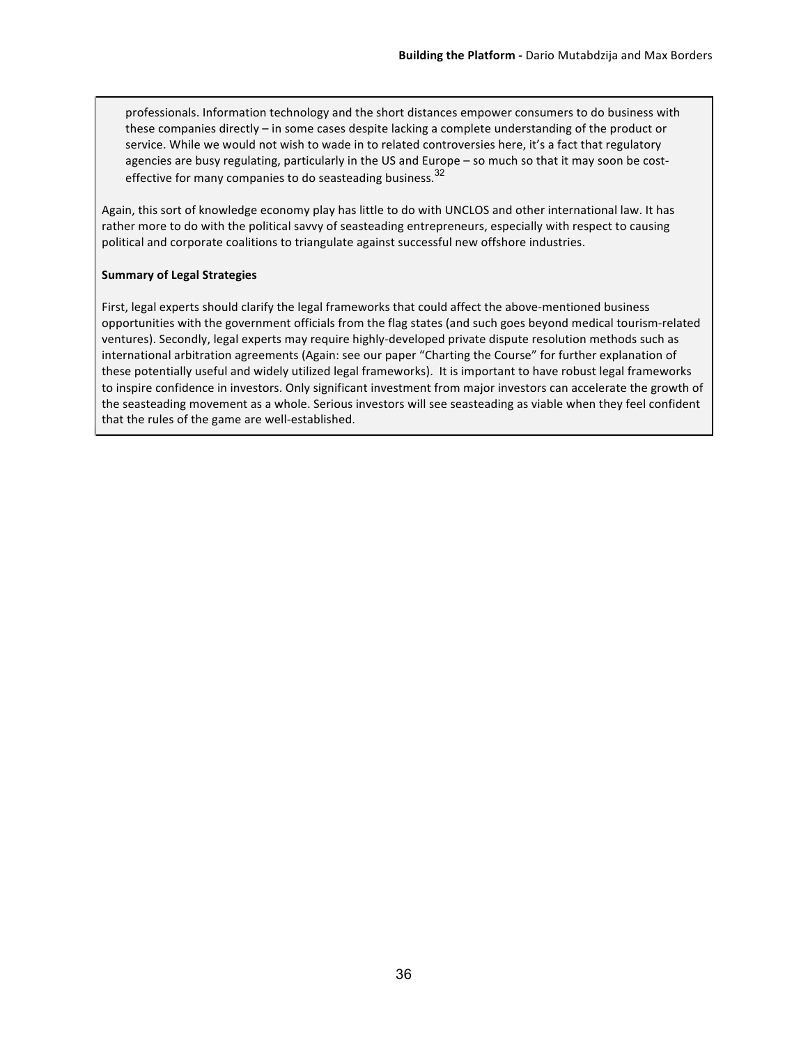professionals. Information technology and the short distances empower consumers to do business with these companies directly – in some cases despite lacking a complete understanding of the product or service. While we would not wish to wade in to related controversies here, it's a fact that regulatory agencies are busy regulating, particularly in the US and Europe – so much so that it may soon be cost-effective for many companies to do seasteading business.[32]

Again, this sort of knowledge economy play has little to do with UNCLOS and other international law. It has rather more to do with the political savvy of seasteading entrepreneurs, especially with respect to causing political and corporate coalitions to triangulate against successful new offshore industries.

**Summary of Legal Strategies**

First, legal experts should clarify the legal frameworks that could affect the above-mentioned business opportunities with the government officials from the flag states (and such goes beyond medical tourism-related ventures). Secondly, legal experts may require highly-developed private dispute resolution methods such as international arbitration agreements (Again: see our paper "Charting the Course" for further explanation of these potentially useful and widely utilized legal frameworks). It is important to have robust legal frameworks to inspire confidence in investors. Only significant investment from major investors can accelerate the growth of the seasteading movement as a whole. Serious investors will see seasteading as viable when they feel confident that the rules of the game are well-established.